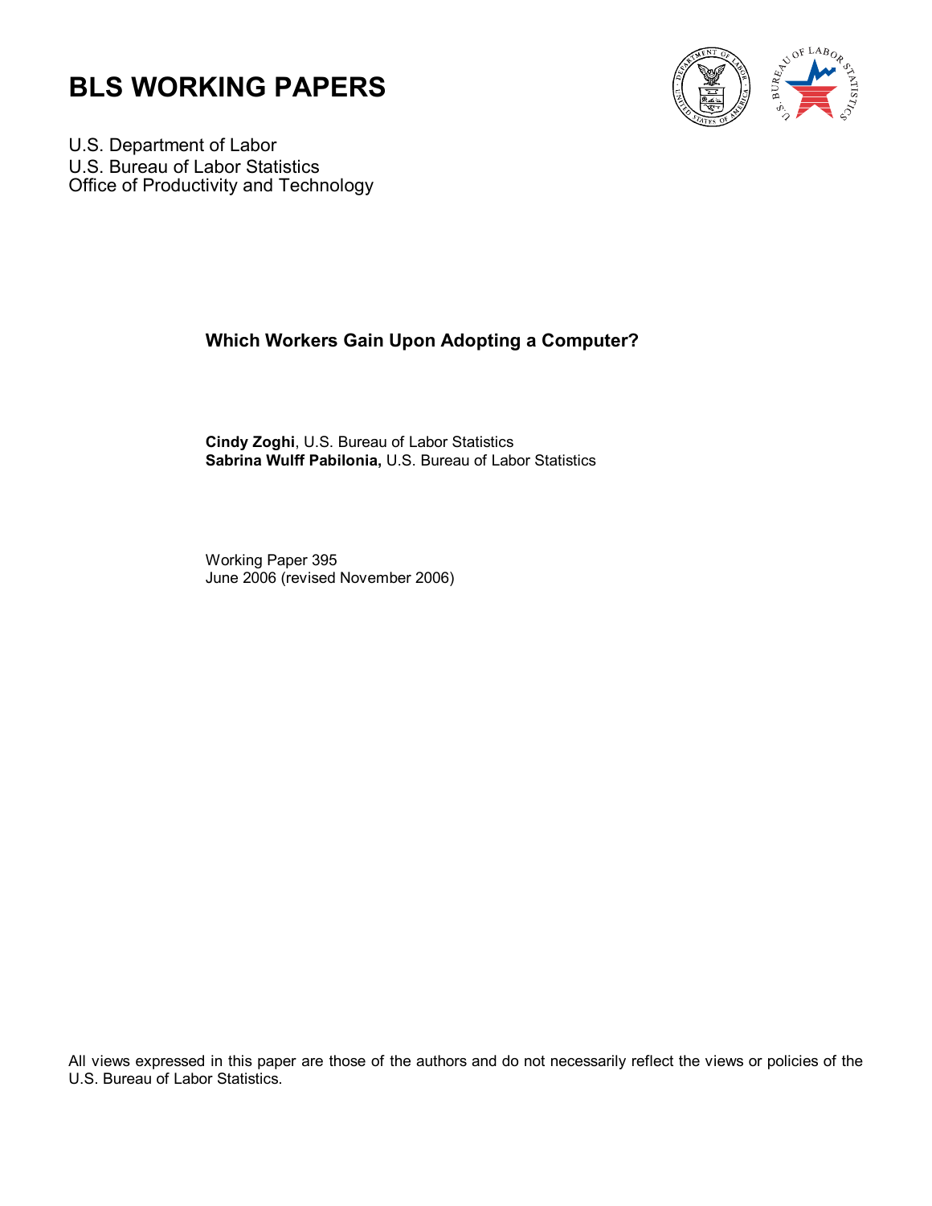# BLS WORKING PAPERS

U.S. Department of Labor
U.S. Bureau of Labor Statistics
Office of Productivity and Technology

## Which Workers Gain Upon Adopting a Computer?

**Cindy Zoghi**, U.S. Bureau of Labor Statistics
**Sabrina Wulff Pabilonia,** U.S. Bureau of Labor Statistics

Working Paper 395
June 2006 (revised November 2006)

All views expressed in this paper are those of the authors and do not necessarily reflect the views or policies of the U.S. Bureau of Labor Statistics.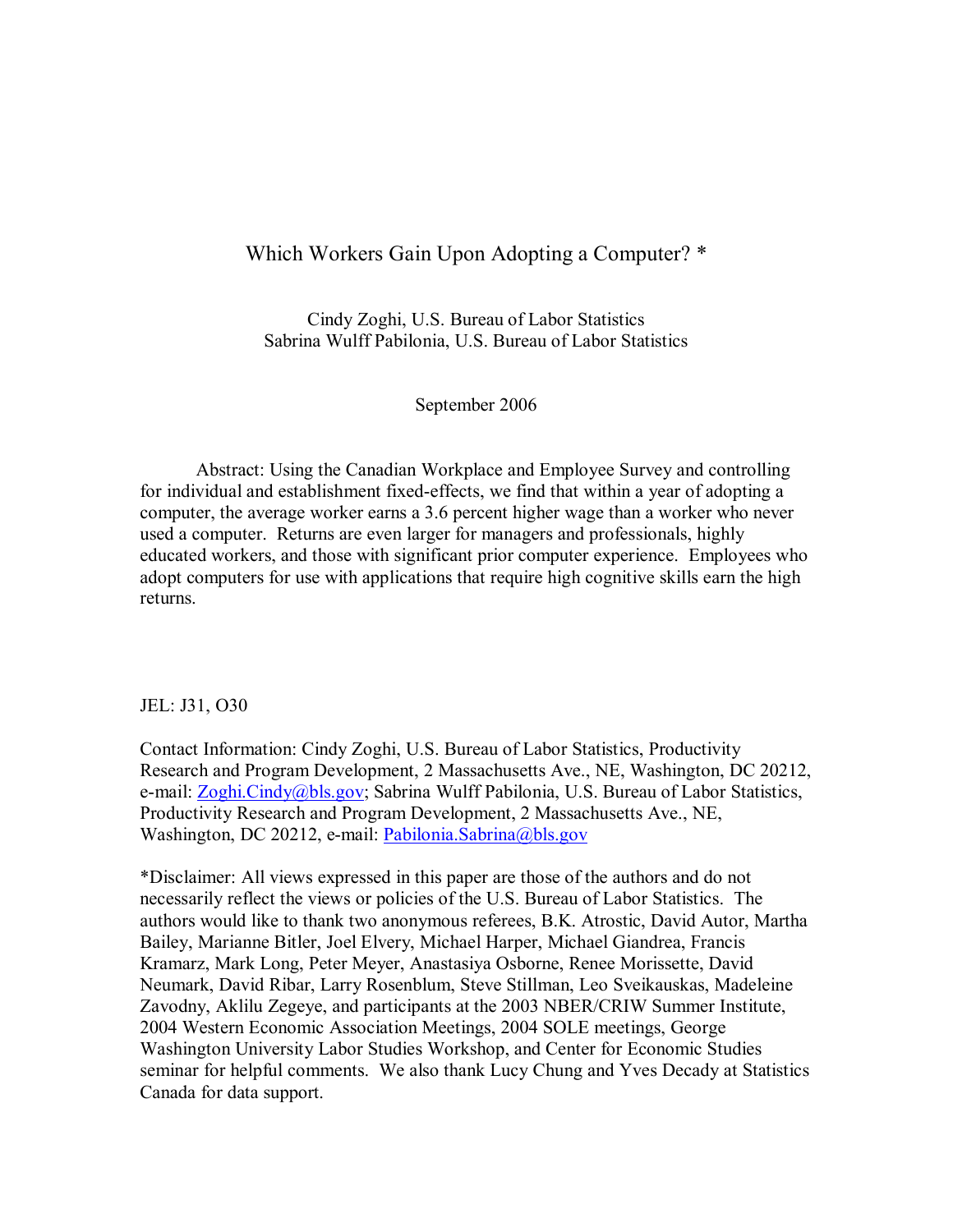# Which Workers Gain Upon Adopting a Computer? *

Cindy Zoghi, U.S. Bureau of Labor Statistics
Sabrina Wulff Pabilonia, U.S. Bureau of Labor Statistics

September 2006

Abstract: Using the Canadian Workplace and Employee Survey and controlling for individual and establishment fixed-effects, we find that within a year of adopting a computer, the average worker earns a 3.6 percent higher wage than a worker who never used a computer. Returns are even larger for managers and professionals, highly educated workers, and those with significant prior computer experience. Employees who adopt computers for use with applications that require high cognitive skills earn the high returns.

JEL: J31, O30

Contact Information: Cindy Zoghi, U.S. Bureau of Labor Statistics, Productivity Research and Program Development, 2 Massachusetts Ave., NE, Washington, DC 20212, e-mail: Zoghi.Cindy@bls.gov; Sabrina Wulff Pabilonia, U.S. Bureau of Labor Statistics, Productivity Research and Program Development, 2 Massachusetts Ave., NE, Washington, DC 20212, e-mail: Pabilonia.Sabrina@bls.gov

*Disclaimer: All views expressed in this paper are those of the authors and do not necessarily reflect the views or policies of the U.S. Bureau of Labor Statistics. The authors would like to thank two anonymous referees, B.K. Atrostic, David Autor, Martha Bailey, Marianne Bitler, Joel Elvery, Michael Harper, Michael Giandrea, Francis Kramarz, Mark Long, Peter Meyer, Anastasiya Osborne, Renee Morissette, David Neumark, David Ribar, Larry Rosenblum, Steve Stillman, Leo Sveikauskas, Madeleine Zavodny, Aklilu Zegeye, and participants at the 2003 NBER/CRIW Summer Institute, 2004 Western Economic Association Meetings, 2004 SOLE meetings, George Washington University Labor Studies Workshop, and Center for Economic Studies seminar for helpful comments. We also thank Lucy Chung and Yves Decady at Statistics Canada for data support.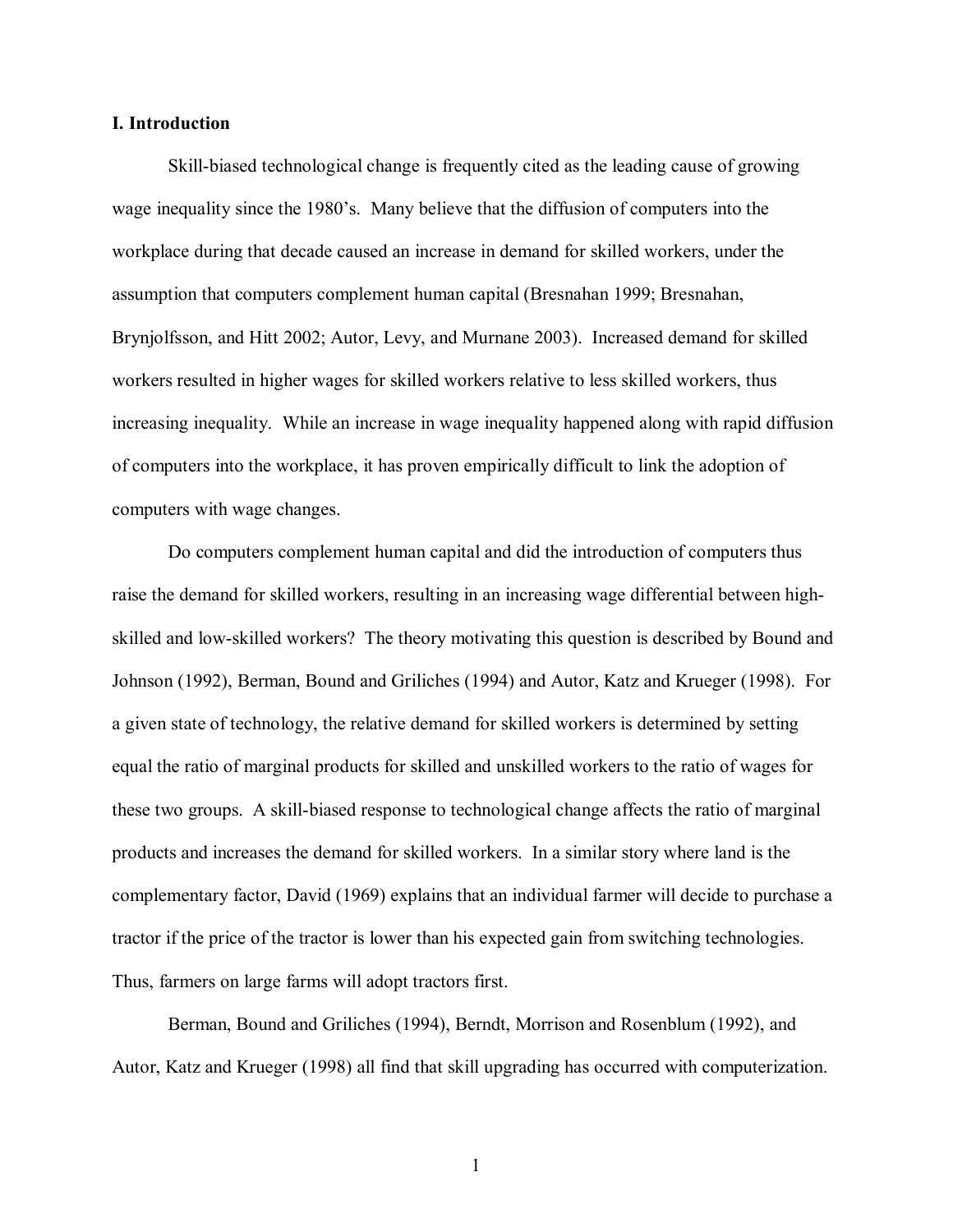## I. Introduction

Skill-biased technological change is frequently cited as the leading cause of growing wage inequality since the 1980's. Many believe that the diffusion of computers into the workplace during that decade caused an increase in demand for skilled workers, under the assumption that computers complement human capital (Bresnahan 1999; Bresnahan, Brynjolfsson, and Hitt 2002; Autor, Levy, and Murnane 2003). Increased demand for skilled workers resulted in higher wages for skilled workers relative to less skilled workers, thus increasing inequality. While an increase in wage inequality happened along with rapid diffusion of computers into the workplace, it has proven empirically difficult to link the adoption of computers with wage changes.

Do computers complement human capital and did the introduction of computers thus raise the demand for skilled workers, resulting in an increasing wage differential between high-skilled and low-skilled workers? The theory motivating this question is described by Bound and Johnson (1992), Berman, Bound and Griliches (1994) and Autor, Katz and Krueger (1998). For a given state of technology, the relative demand for skilled workers is determined by setting equal the ratio of marginal products for skilled and unskilled workers to the ratio of wages for these two groups. A skill-biased response to technological change affects the ratio of marginal products and increases the demand for skilled workers. In a similar story where land is the complementary factor, David (1969) explains that an individual farmer will decide to purchase a tractor if the price of the tractor is lower than his expected gain from switching technologies. Thus, farmers on large farms will adopt tractors first.

Berman, Bound and Griliches (1994), Berndt, Morrison and Rosenblum (1992), and Autor, Katz and Krueger (1998) all find that skill upgrading has occurred with computerization.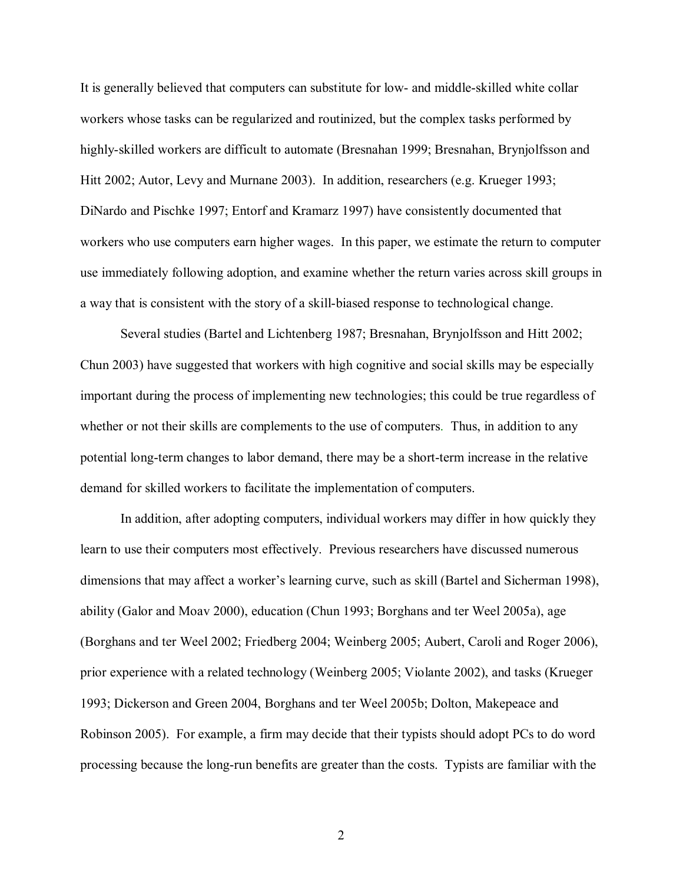It is generally believed that computers can substitute for low- and middle-skilled white collar workers whose tasks can be regularized and routinized, but the complex tasks performed by highly-skilled workers are difficult to automate (Bresnahan 1999; Bresnahan, Brynjolfsson and Hitt 2002; Autor, Levy and Murnane 2003). In addition, researchers (e.g. Krueger 1993; DiNardo and Pischke 1997; Entorf and Kramarz 1997) have consistently documented that workers who use computers earn higher wages. In this paper, we estimate the return to computer use immediately following adoption, and examine whether the return varies across skill groups in a way that is consistent with the story of a skill-biased response to technological change.

Several studies (Bartel and Lichtenberg 1987; Bresnahan, Brynjolfsson and Hitt 2002; Chun 2003) have suggested that workers with high cognitive and social skills may be especially important during the process of implementing new technologies; this could be true regardless of whether or not their skills are complements to the use of computers. Thus, in addition to any potential long-term changes to labor demand, there may be a short-term increase in the relative demand for skilled workers to facilitate the implementation of computers.

In addition, after adopting computers, individual workers may differ in how quickly they learn to use their computers most effectively. Previous researchers have discussed numerous dimensions that may affect a worker's learning curve, such as skill (Bartel and Sicherman 1998), ability (Galor and Moav 2000), education (Chun 1993; Borghans and ter Weel 2005a), age (Borghans and ter Weel 2002; Friedberg 2004; Weinberg 2005; Aubert, Caroli and Roger 2006), prior experience with a related technology (Weinberg 2005; Violante 2002), and tasks (Krueger 1993; Dickerson and Green 2004, Borghans and ter Weel 2005b; Dolton, Makepeace and Robinson 2005). For example, a firm may decide that their typists should adopt PCs to do word processing because the long-run benefits are greater than the costs. Typists are familiar with the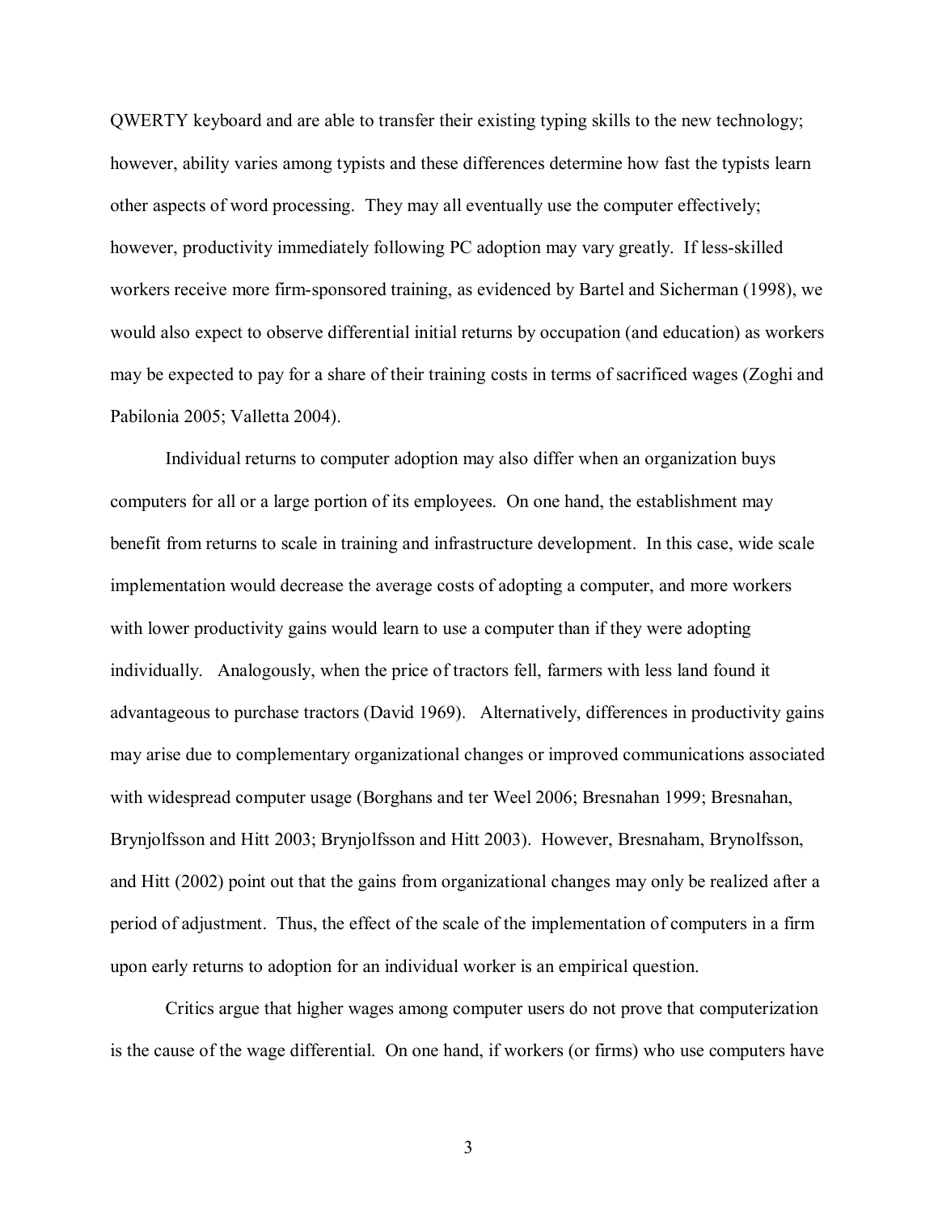QWERTY keyboard and are able to transfer their existing typing skills to the new technology; however, ability varies among typists and these differences determine how fast the typists learn other aspects of word processing. They may all eventually use the computer effectively; however, productivity immediately following PC adoption may vary greatly. If less-skilled workers receive more firm-sponsored training, as evidenced by Bartel and Sicherman (1998), we would also expect to observe differential initial returns by occupation (and education) as workers may be expected to pay for a share of their training costs in terms of sacrificed wages (Zoghi and Pabilonia 2005; Valletta 2004).

Individual returns to computer adoption may also differ when an organization buys computers for all or a large portion of its employees. On one hand, the establishment may benefit from returns to scale in training and infrastructure development. In this case, wide scale implementation would decrease the average costs of adopting a computer, and more workers with lower productivity gains would learn to use a computer than if they were adopting individually. Analogously, when the price of tractors fell, farmers with less land found it advantageous to purchase tractors (David 1969). Alternatively, differences in productivity gains may arise due to complementary organizational changes or improved communications associated with widespread computer usage (Borghans and ter Weel 2006; Bresnahan 1999; Bresnahan, Brynjolfsson and Hitt 2003; Brynjolfsson and Hitt 2003). However, Bresnaham, Brynolfsson, and Hitt (2002) point out that the gains from organizational changes may only be realized after a period of adjustment. Thus, the effect of the scale of the implementation of computers in a firm upon early returns to adoption for an individual worker is an empirical question.

Critics argue that higher wages among computer users do not prove that computerization is the cause of the wage differential. On one hand, if workers (or firms) who use computers have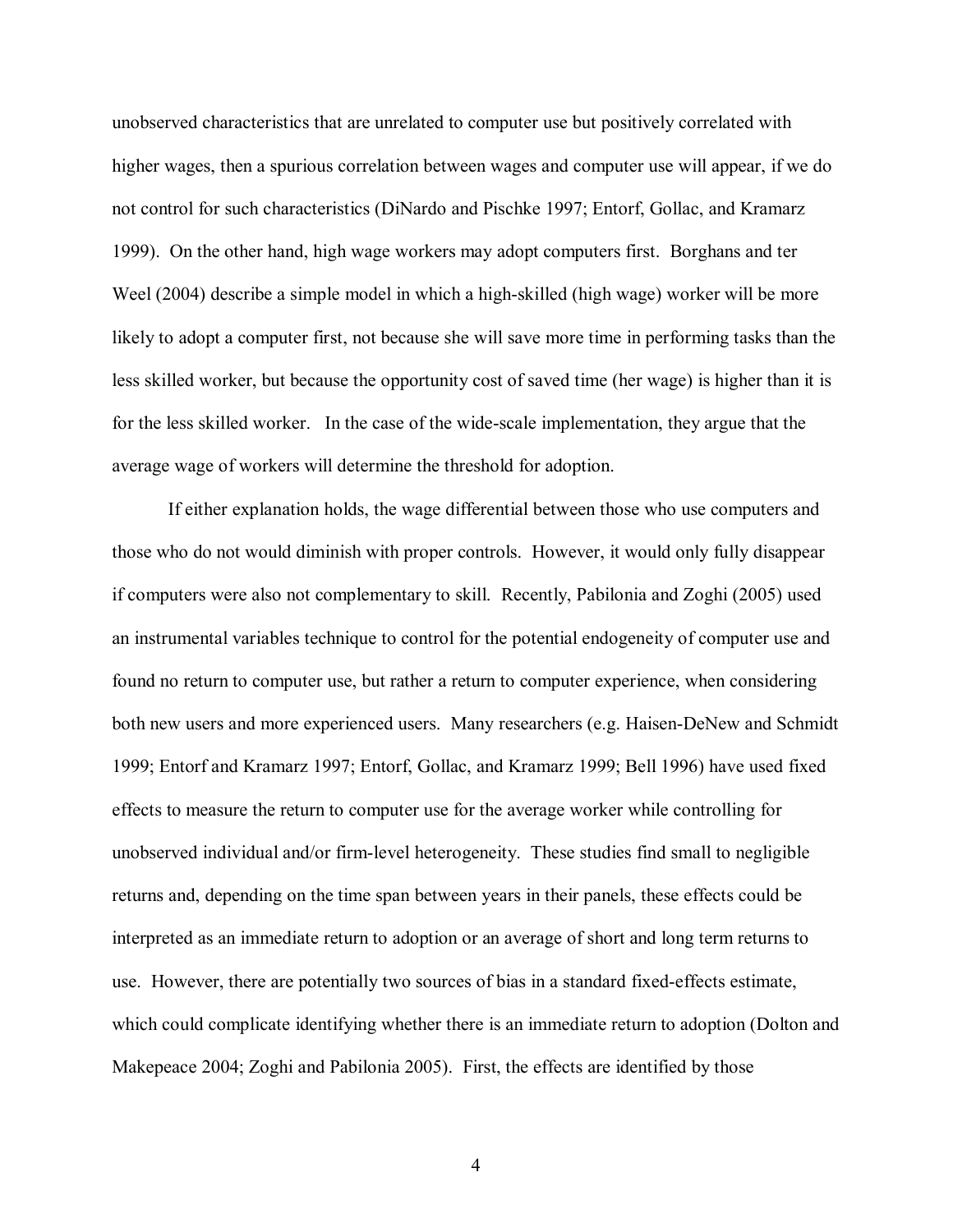unobserved characteristics that are unrelated to computer use but positively correlated with higher wages, then a spurious correlation between wages and computer use will appear, if we do not control for such characteristics (DiNardo and Pischke 1997; Entorf, Gollac, and Kramarz 1999). On the other hand, high wage workers may adopt computers first. Borghans and ter Weel (2004) describe a simple model in which a high-skilled (high wage) worker will be more likely to adopt a computer first, not because she will save more time in performing tasks than the less skilled worker, but because the opportunity cost of saved time (her wage) is higher than it is for the less skilled worker. In the case of the wide-scale implementation, they argue that the average wage of workers will determine the threshold for adoption.

If either explanation holds, the wage differential between those who use computers and those who do not would diminish with proper controls. However, it would only fully disappear if computers were also not complementary to skill. Recently, Pabilonia and Zoghi (2005) used an instrumental variables technique to control for the potential endogeneity of computer use and found no return to computer use, but rather a return to computer experience, when considering both new users and more experienced users. Many researchers (e.g. Haisen-DeNew and Schmidt 1999; Entorf and Kramarz 1997; Entorf, Gollac, and Kramarz 1999; Bell 1996) have used fixed effects to measure the return to computer use for the average worker while controlling for unobserved individual and/or firm-level heterogeneity. These studies find small to negligible returns and, depending on the time span between years in their panels, these effects could be interpreted as an immediate return to adoption or an average of short and long term returns to use. However, there are potentially two sources of bias in a standard fixed-effects estimate, which could complicate identifying whether there is an immediate return to adoption (Dolton and Makepeace 2004; Zoghi and Pabilonia 2005). First, the effects are identified by those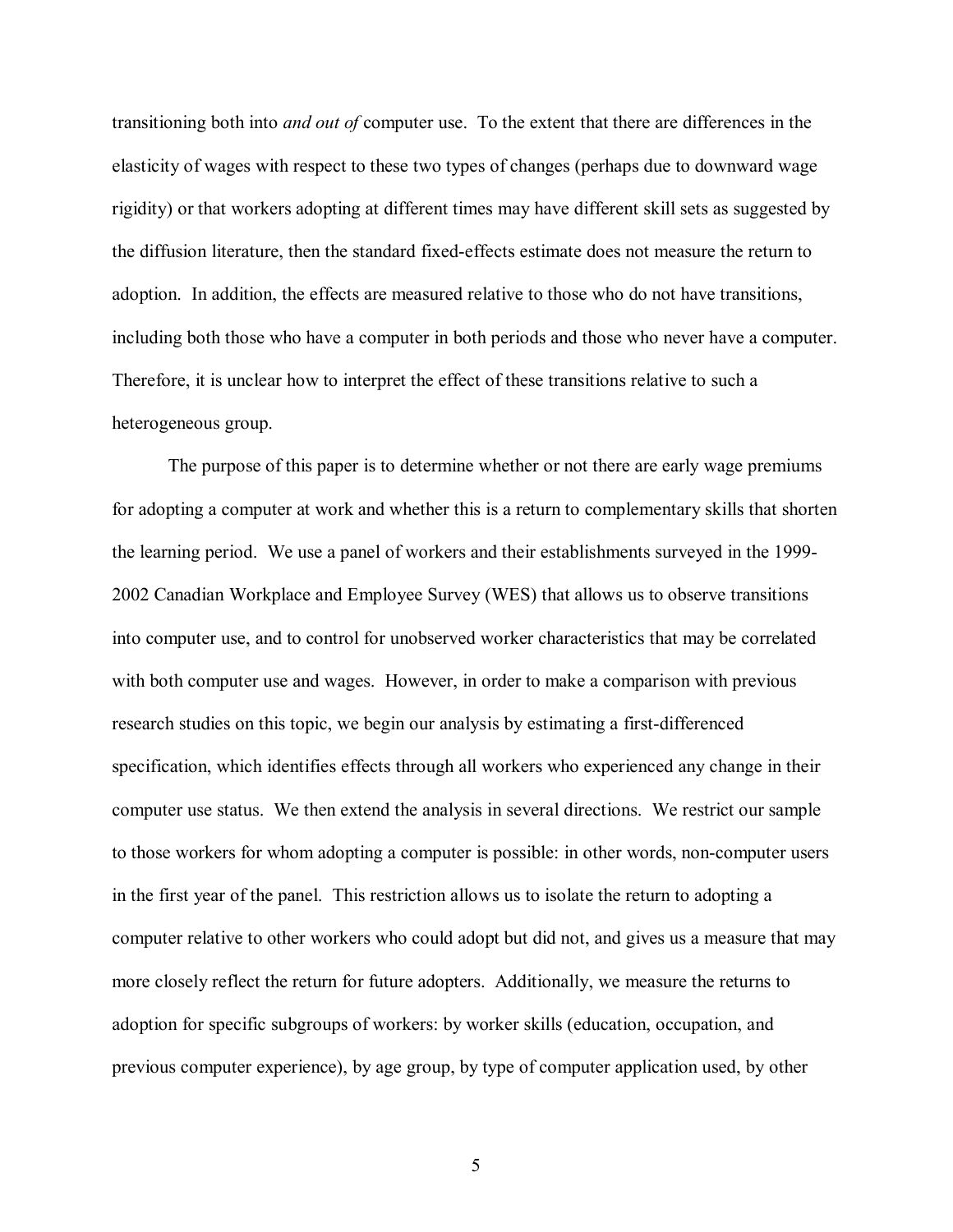transitioning both into *and out of* computer use. To the extent that there are differences in the elasticity of wages with respect to these two types of changes (perhaps due to downward wage rigidity) or that workers adopting at different times may have different skill sets as suggested by the diffusion literature, then the standard fixed-effects estimate does not measure the return to adoption. In addition, the effects are measured relative to those who do not have transitions, including both those who have a computer in both periods and those who never have a computer. Therefore, it is unclear how to interpret the effect of these transitions relative to such a heterogeneous group.

The purpose of this paper is to determine whether or not there are early wage premiums for adopting a computer at work and whether this is a return to complementary skills that shorten the learning period. We use a panel of workers and their establishments surveyed in the 1999-2002 Canadian Workplace and Employee Survey (WES) that allows us to observe transitions into computer use, and to control for unobserved worker characteristics that may be correlated with both computer use and wages. However, in order to make a comparison with previous research studies on this topic, we begin our analysis by estimating a first-differenced specification, which identifies effects through all workers who experienced any change in their computer use status. We then extend the analysis in several directions. We restrict our sample to those workers for whom adopting a computer is possible: in other words, non-computer users in the first year of the panel. This restriction allows us to isolate the return to adopting a computer relative to other workers who could adopt but did not, and gives us a measure that may more closely reflect the return for future adopters. Additionally, we measure the returns to adoption for specific subgroups of workers: by worker skills (education, occupation, and previous computer experience), by age group, by type of computer application used, by other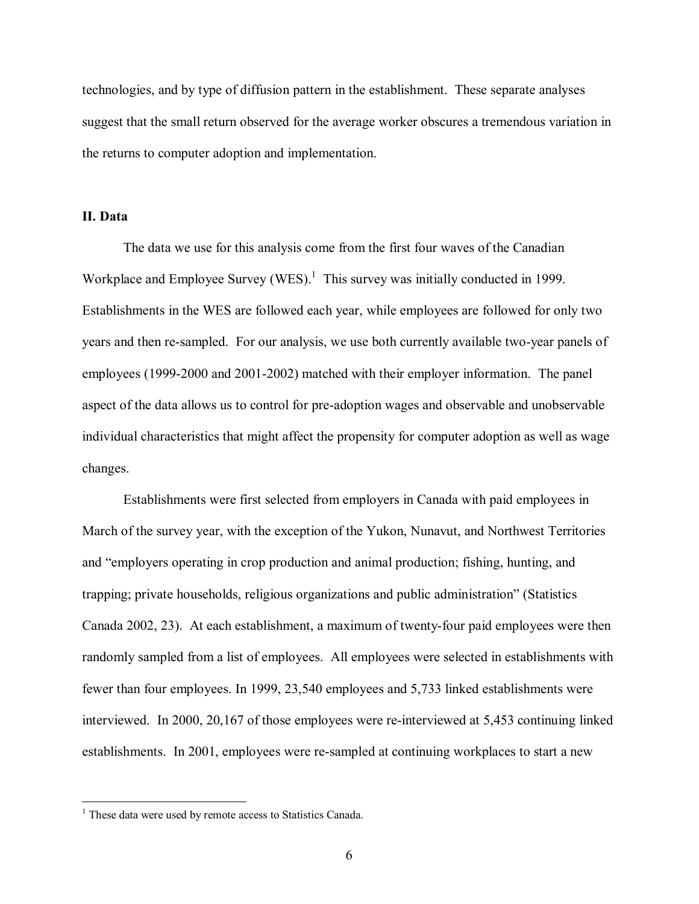technologies, and by type of diffusion pattern in the establishment. These separate analyses suggest that the small return observed for the average worker obscures a tremendous variation in the returns to computer adoption and implementation.

## II. Data

The data we use for this analysis come from the first four waves of the Canadian Workplace and Employee Survey (WES).[1] This survey was initially conducted in 1999. Establishments in the WES are followed each year, while employees are followed for only two years and then re-sampled. For our analysis, we use both currently available two-year panels of employees (1999-2000 and 2001-2002) matched with their employer information. The panel aspect of the data allows us to control for pre-adoption wages and observable and unobservable individual characteristics that might affect the propensity for computer adoption as well as wage changes.

Establishments were first selected from employers in Canada with paid employees in March of the survey year, with the exception of the Yukon, Nunavut, and Northwest Territories and "employers operating in crop production and animal production; fishing, hunting, and trapping; private households, religious organizations and public administration" (Statistics Canada 2002, 23). At each establishment, a maximum of twenty-four paid employees were then randomly sampled from a list of employees. All employees were selected in establishments with fewer than four employees. In 1999, 23,540 employees and 5,733 linked establishments were interviewed. In 2000, 20,167 of those employees were re-interviewed at 5,453 continuing linked establishments. In 2001, employees were re-sampled at continuing workplaces to start a new

[1] These data were used by remote access to Statistics Canada.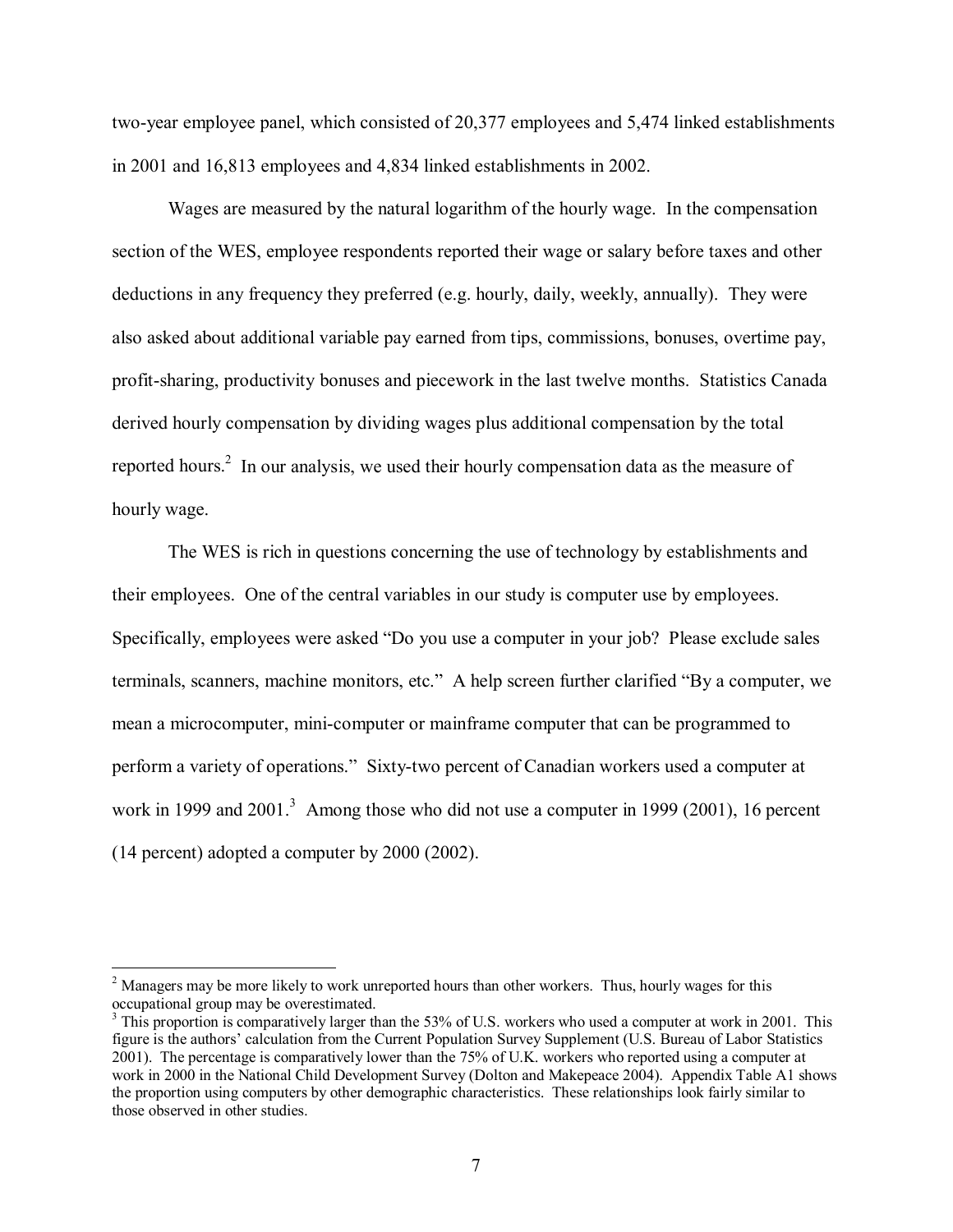two-year employee panel, which consisted of 20,377 employees and 5,474 linked establishments in 2001 and 16,813 employees and 4,834 linked establishments in 2002.

Wages are measured by the natural logarithm of the hourly wage. In the compensation section of the WES, employee respondents reported their wage or salary before taxes and other deductions in any frequency they preferred (e.g. hourly, daily, weekly, annually). They were also asked about additional variable pay earned from tips, commissions, bonuses, overtime pay, profit-sharing, productivity bonuses and piecework in the last twelve months. Statistics Canada derived hourly compensation by dividing wages plus additional compensation by the total reported hours.[2] In our analysis, we used their hourly compensation data as the measure of hourly wage.

The WES is rich in questions concerning the use of technology by establishments and their employees. One of the central variables in our study is computer use by employees. Specifically, employees were asked "Do you use a computer in your job? Please exclude sales terminals, scanners, machine monitors, etc." A help screen further clarified "By a computer, we mean a microcomputer, mini-computer or mainframe computer that can be programmed to perform a variety of operations." Sixty-two percent of Canadian workers used a computer at work in 1999 and 2001.[3] Among those who did not use a computer in 1999 (2001), 16 percent (14 percent) adopted a computer by 2000 (2002).

---

[2] Managers may be more likely to work unreported hours than other workers. Thus, hourly wages for this occupational group may be overestimated.

[3] This proportion is comparatively larger than the 53% of U.S. workers who used a computer at work in 2001. This figure is the authors' calculation from the Current Population Survey Supplement (U.S. Bureau of Labor Statistics 2001). The percentage is comparatively lower than the 75% of U.K. workers who reported using a computer at work in 2000 in the National Child Development Survey (Dolton and Makepeace 2004). Appendix Table A1 shows the proportion using computers by other demographic characteristics. These relationships look fairly similar to those observed in other studies.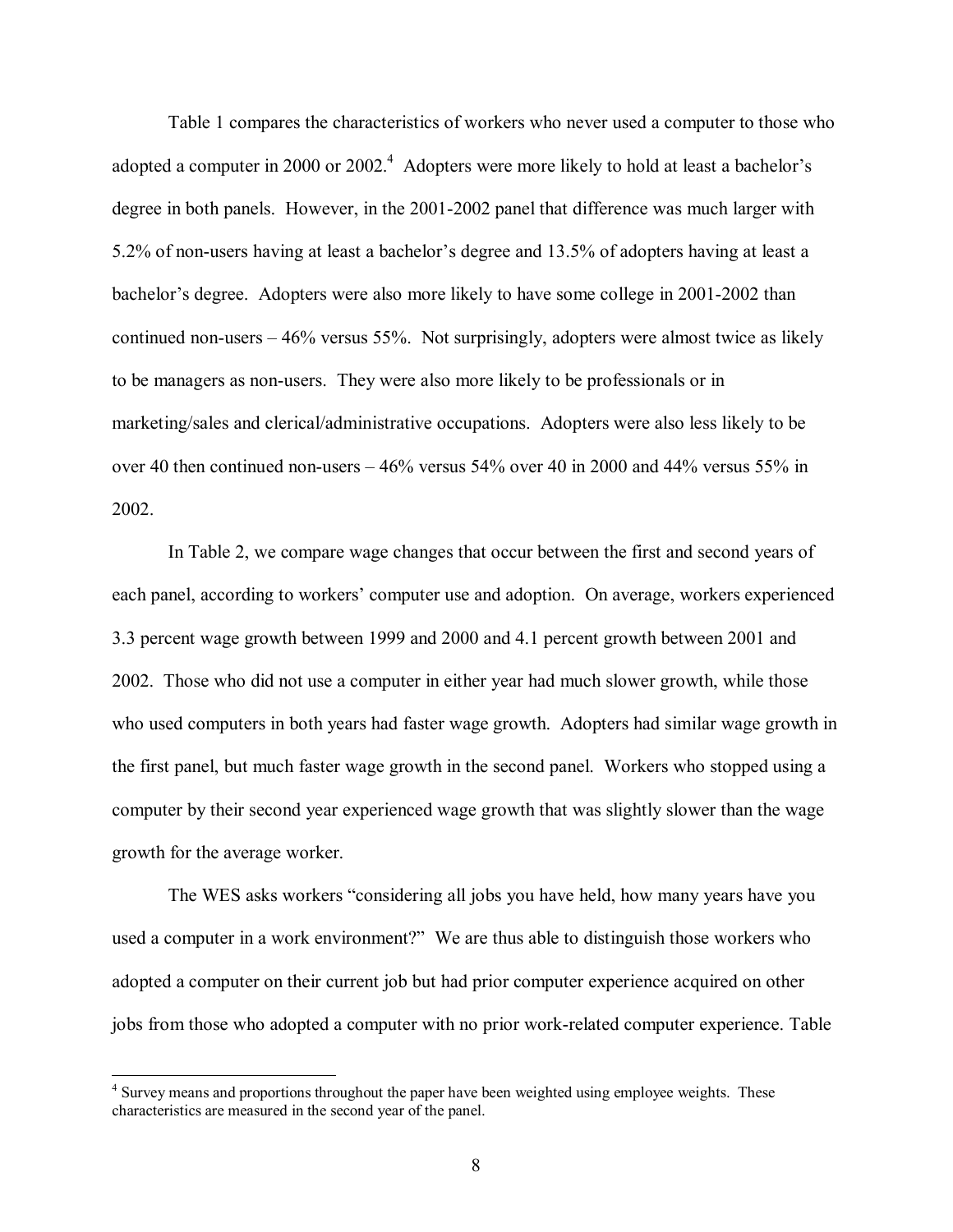Table 1 compares the characteristics of workers who never used a computer to those who adopted a computer in 2000 or 2002.[4] Adopters were more likely to hold at least a bachelor's degree in both panels. However, in the 2001-2002 panel that difference was much larger with 5.2% of non-users having at least a bachelor's degree and 13.5% of adopters having at least a bachelor's degree. Adopters were also more likely to have some college in 2001-2002 than continued non-users – 46% versus 55%. Not surprisingly, adopters were almost twice as likely to be managers as non-users. They were also more likely to be professionals or in marketing/sales and clerical/administrative occupations. Adopters were also less likely to be over 40 then continued non-users – 46% versus 54% over 40 in 2000 and 44% versus 55% in 2002.

In Table 2, we compare wage changes that occur between the first and second years of each panel, according to workers' computer use and adoption. On average, workers experienced 3.3 percent wage growth between 1999 and 2000 and 4.1 percent growth between 2001 and 2002. Those who did not use a computer in either year had much slower growth, while those who used computers in both years had faster wage growth. Adopters had similar wage growth in the first panel, but much faster wage growth in the second panel. Workers who stopped using a computer by their second year experienced wage growth that was slightly slower than the wage growth for the average worker.

The WES asks workers "considering all jobs you have held, how many years have you used a computer in a work environment?" We are thus able to distinguish those workers who adopted a computer on their current job but had prior computer experience acquired on other jobs from those who adopted a computer with no prior work-related computer experience. Table

[4] Survey means and proportions throughout the paper have been weighted using employee weights. These characteristics are measured in the second year of the panel.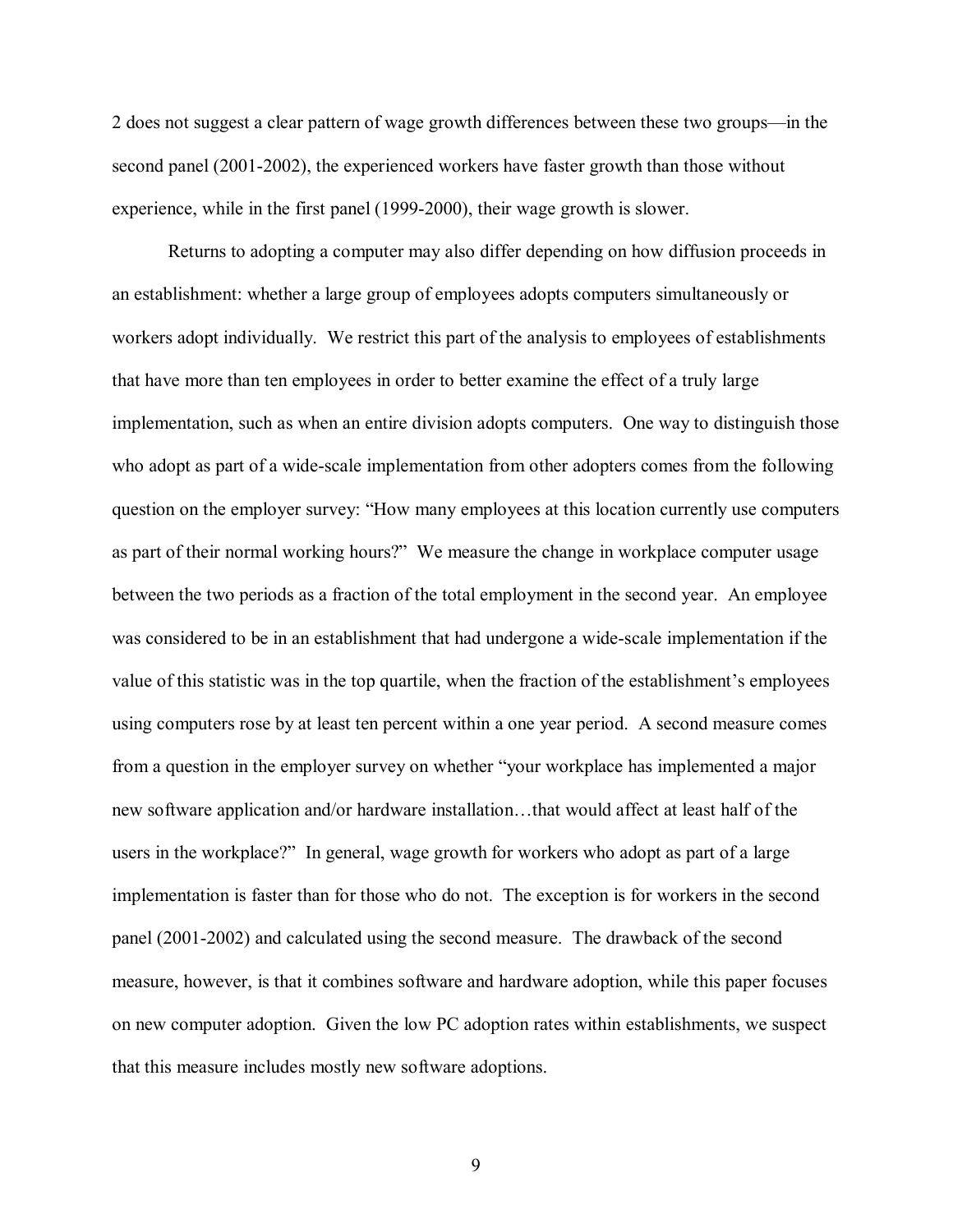2 does not suggest a clear pattern of wage growth differences between these two groups—in the second panel (2001-2002), the experienced workers have faster growth than those without experience, while in the first panel (1999-2000), their wage growth is slower.

Returns to adopting a computer may also differ depending on how diffusion proceeds in an establishment: whether a large group of employees adopts computers simultaneously or workers adopt individually. We restrict this part of the analysis to employees of establishments that have more than ten employees in order to better examine the effect of a truly large implementation, such as when an entire division adopts computers. One way to distinguish those who adopt as part of a wide-scale implementation from other adopters comes from the following question on the employer survey: "How many employees at this location currently use computers as part of their normal working hours?" We measure the change in workplace computer usage between the two periods as a fraction of the total employment in the second year. An employee was considered to be in an establishment that had undergone a wide-scale implementation if the value of this statistic was in the top quartile, when the fraction of the establishment's employees using computers rose by at least ten percent within a one year period. A second measure comes from a question in the employer survey on whether "your workplace has implemented a major new software application and/or hardware installation…that would affect at least half of the users in the workplace?" In general, wage growth for workers who adopt as part of a large implementation is faster than for those who do not. The exception is for workers in the second panel (2001-2002) and calculated using the second measure. The drawback of the second measure, however, is that it combines software and hardware adoption, while this paper focuses on new computer adoption. Given the low PC adoption rates within establishments, we suspect that this measure includes mostly new software adoptions.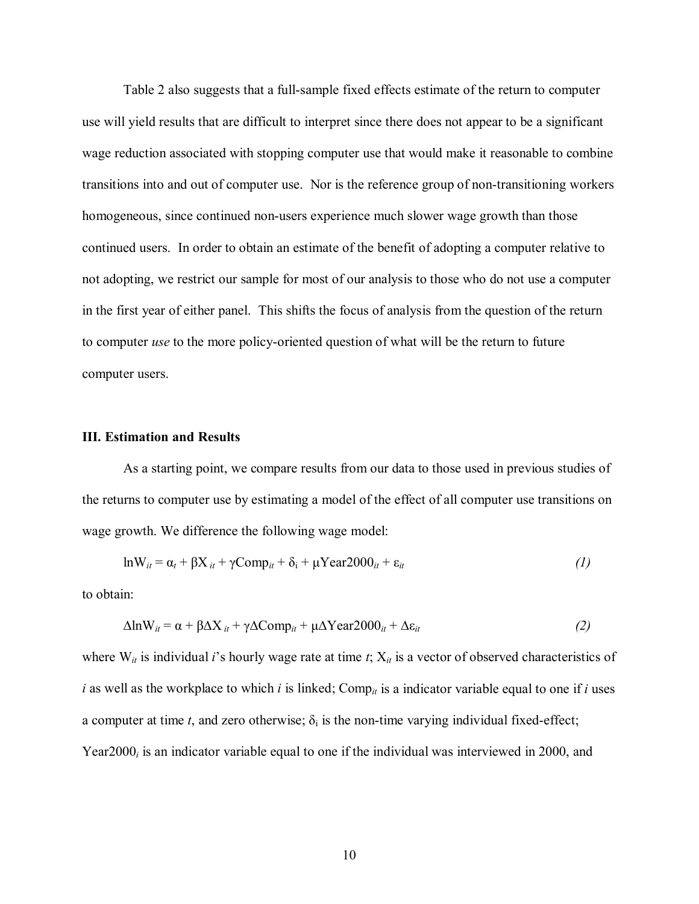Table 2 also suggests that a full-sample fixed effects estimate of the return to computer use will yield results that are difficult to interpret since there does not appear to be a significant wage reduction associated with stopping computer use that would make it reasonable to combine transitions into and out of computer use. Nor is the reference group of non-transitioning workers homogeneous, since continued non-users experience much slower wage growth than those continued users. In order to obtain an estimate of the benefit of adopting a computer relative to not adopting, we restrict our sample for most of our analysis to those who do not use a computer in the first year of either panel. This shifts the focus of analysis from the question of the return to computer *use* to the more policy-oriented question of what will be the return to future computer users.

### III. Estimation and Results

As a starting point, we compare results from our data to those used in previous studies of the returns to computer use by estimating a model of the effect of all computer use transitions on wage growth. We difference the following wage model:

$$\ln W_{it} = \alpha_t + \beta X_{it} + \gamma \text{Comp}_{it} + \delta_i + \mu \text{Year2000}_{it} + \varepsilon_{it} \qquad (1)$$

to obtain:

$$\Delta \ln W_{it} = \alpha + \beta \Delta X_{it} + \gamma \Delta \text{Comp}_{it} + \mu \Delta \text{Year2000}_{it} + \Delta \varepsilon_{it} \qquad (2)$$

where $W_{it}$ is individual $i$'s hourly wage rate at time $t$; $X_{it}$ is a vector of observed characteristics of $i$ as well as the workplace to which $i$ is linked; $\text{Comp}_{it}$ is a indicator variable equal to one if $i$ uses a computer at time $t$, and zero otherwise; $\delta_i$ is the non-time varying individual fixed-effect; $\text{Year2000}_i$ is an indicator variable equal to one if the individual was interviewed in 2000, and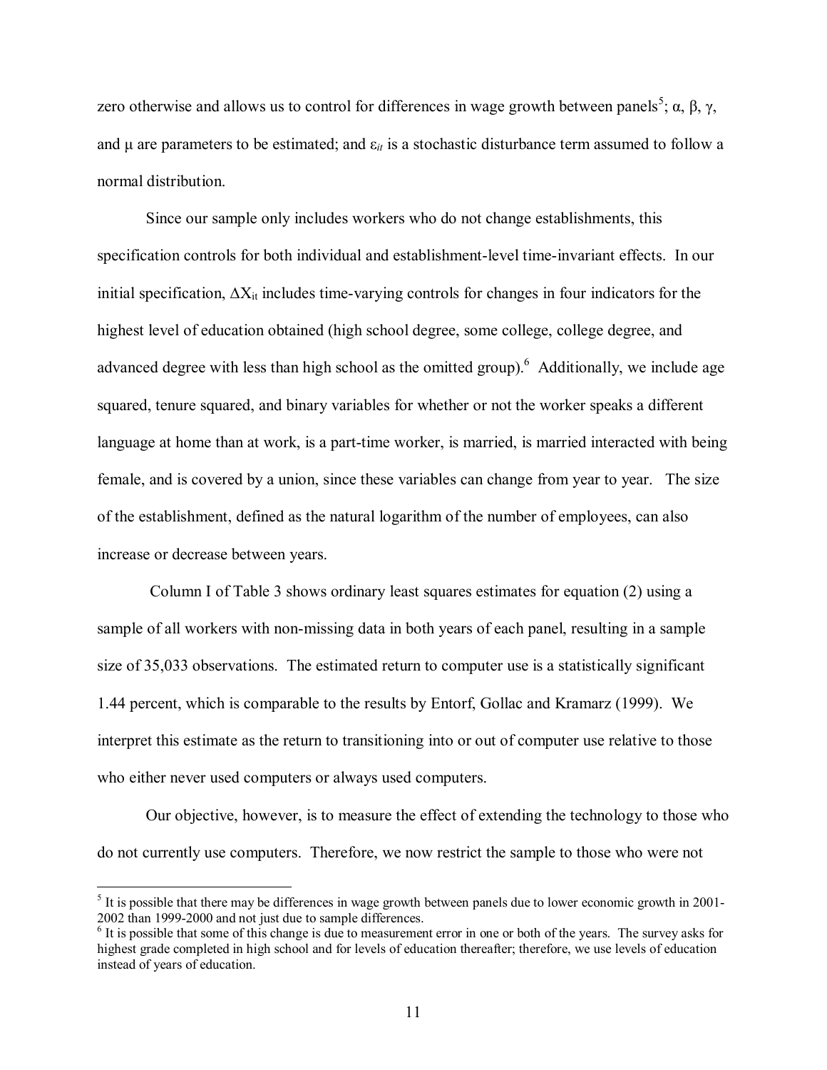zero otherwise and allows us to control for differences in wage growth between panels[5]; α, β, γ, and μ are parameters to be estimated; and $\varepsilon_{it}$ is a stochastic disturbance term assumed to follow a normal distribution.

Since our sample only includes workers who do not change establishments, this specification controls for both individual and establishment-level time-invariant effects. In our initial specification, $\Delta X_{it}$ includes time-varying controls for changes in four indicators for the highest level of education obtained (high school degree, some college, college degree, and advanced degree with less than high school as the omitted group).[6] Additionally, we include age squared, tenure squared, and binary variables for whether or not the worker speaks a different language at home than at work, is a part-time worker, is married, is married interacted with being female, and is covered by a union, since these variables can change from year to year. The size of the establishment, defined as the natural logarithm of the number of employees, can also increase or decrease between years.

Column I of Table 3 shows ordinary least squares estimates for equation (2) using a sample of all workers with non-missing data in both years of each panel, resulting in a sample size of 35,033 observations. The estimated return to computer use is a statistically significant 1.44 percent, which is comparable to the results by Entorf, Gollac and Kramarz (1999). We interpret this estimate as the return to transitioning into or out of computer use relative to those who either never used computers or always used computers.

Our objective, however, is to measure the effect of extending the technology to those who do not currently use computers. Therefore, we now restrict the sample to those who were not

[5] It is possible that there may be differences in wage growth between panels due to lower economic growth in 2001-2002 than 1999-2000 and not just due to sample differences.

[6] It is possible that some of this change is due to measurement error in one or both of the years. The survey asks for highest grade completed in high school and for levels of education thereafter; therefore, we use levels of education instead of years of education.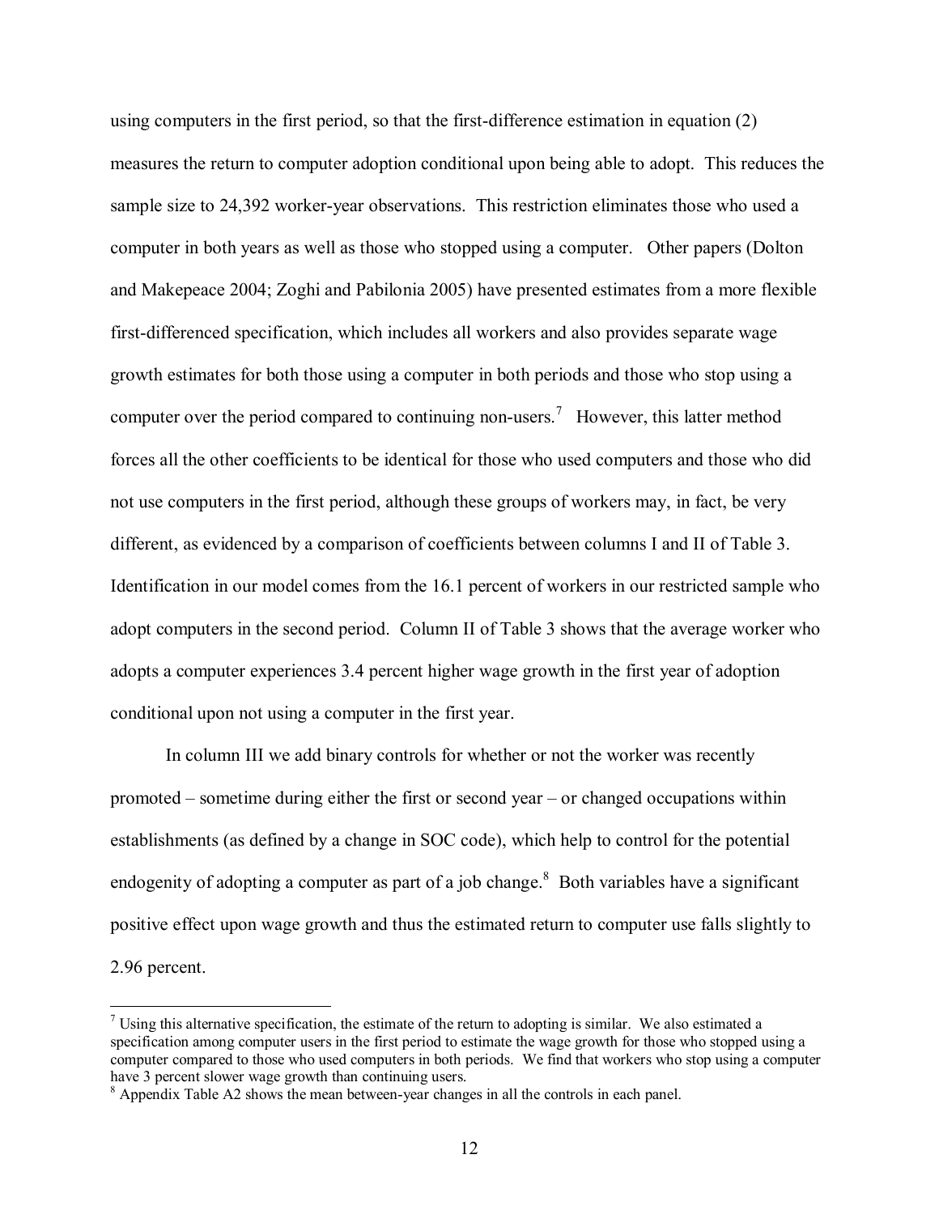using computers in the first period, so that the first-difference estimation in equation (2) measures the return to computer adoption conditional upon being able to adopt. This reduces the sample size to 24,392 worker-year observations. This restriction eliminates those who used a computer in both years as well as those who stopped using a computer. Other papers (Dolton and Makepeace 2004; Zoghi and Pabilonia 2005) have presented estimates from a more flexible first-differenced specification, which includes all workers and also provides separate wage growth estimates for both those using a computer in both periods and those who stop using a computer over the period compared to continuing non-users.[7] However, this latter method forces all the other coefficients to be identical for those who used computers and those who did not use computers in the first period, although these groups of workers may, in fact, be very different, as evidenced by a comparison of coefficients between columns I and II of Table 3. Identification in our model comes from the 16.1 percent of workers in our restricted sample who adopt computers in the second period. Column II of Table 3 shows that the average worker who adopts a computer experiences 3.4 percent higher wage growth in the first year of adoption conditional upon not using a computer in the first year.

In column III we add binary controls for whether or not the worker was recently promoted – sometime during either the first or second year – or changed occupations within establishments (as defined by a change in SOC code), which help to control for the potential endogenity of adopting a computer as part of a job change.[8] Both variables have a significant positive effect upon wage growth and thus the estimated return to computer use falls slightly to 2.96 percent.

[7] Using this alternative specification, the estimate of the return to adopting is similar. We also estimated a specification among computer users in the first period to estimate the wage growth for those who stopped using a computer compared to those who used computers in both periods. We find that workers who stop using a computer have 3 percent slower wage growth than continuing users.

[8] Appendix Table A2 shows the mean between-year changes in all the controls in each panel.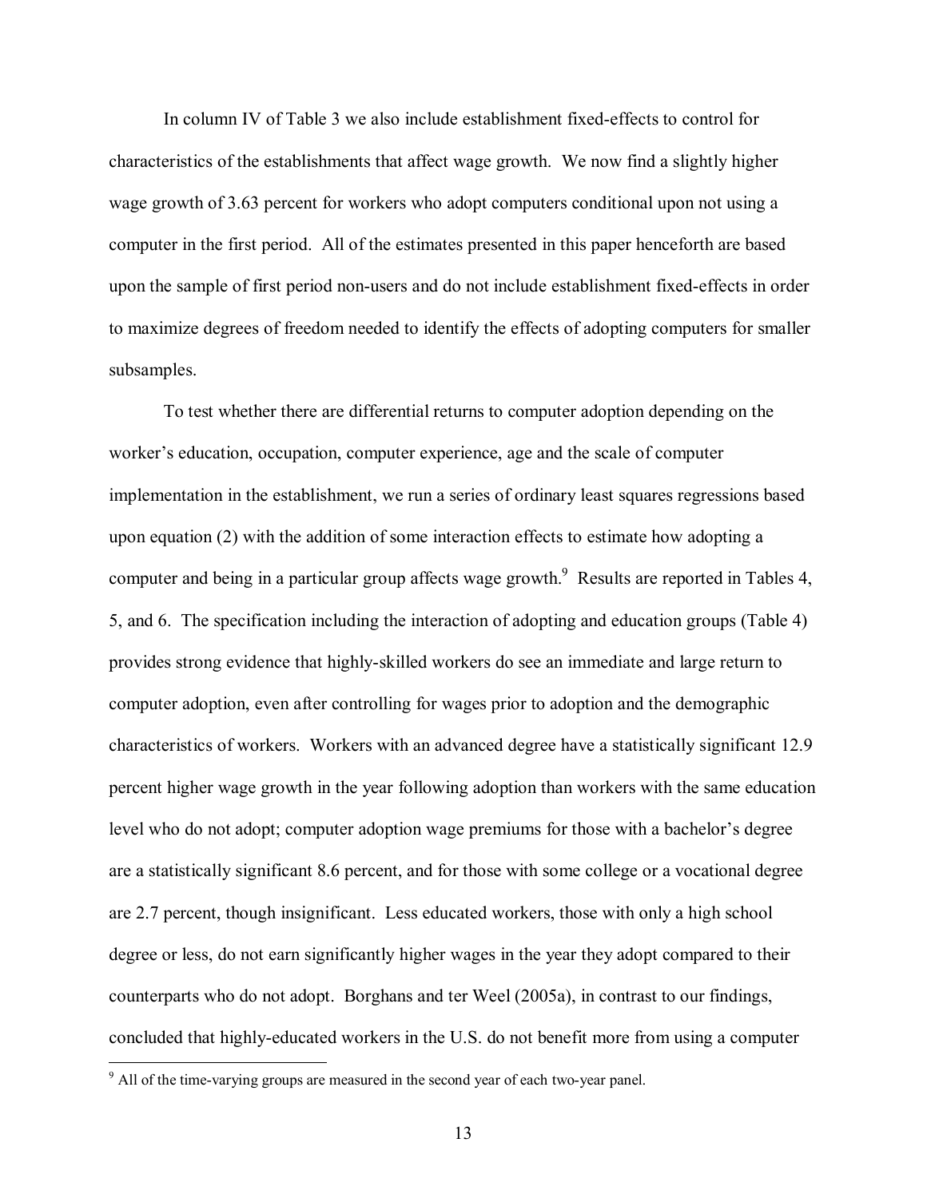In column IV of Table 3 we also include establishment fixed-effects to control for characteristics of the establishments that affect wage growth. We now find a slightly higher wage growth of 3.63 percent for workers who adopt computers conditional upon not using a computer in the first period. All of the estimates presented in this paper henceforth are based upon the sample of first period non-users and do not include establishment fixed-effects in order to maximize degrees of freedom needed to identify the effects of adopting computers for smaller subsamples.

To test whether there are differential returns to computer adoption depending on the worker's education, occupation, computer experience, age and the scale of computer implementation in the establishment, we run a series of ordinary least squares regressions based upon equation (2) with the addition of some interaction effects to estimate how adopting a computer and being in a particular group affects wage growth.[9] Results are reported in Tables 4, 5, and 6. The specification including the interaction of adopting and education groups (Table 4) provides strong evidence that highly-skilled workers do see an immediate and large return to computer adoption, even after controlling for wages prior to adoption and the demographic characteristics of workers. Workers with an advanced degree have a statistically significant 12.9 percent higher wage growth in the year following adoption than workers with the same education level who do not adopt; computer adoption wage premiums for those with a bachelor's degree are a statistically significant 8.6 percent, and for those with some college or a vocational degree are 2.7 percent, though insignificant. Less educated workers, those with only a high school degree or less, do not earn significantly higher wages in the year they adopt compared to their counterparts who do not adopt. Borghans and ter Weel (2005a), in contrast to our findings, concluded that highly-educated workers in the U.S. do not benefit more from using a computer

[9] All of the time-varying groups are measured in the second year of each two-year panel.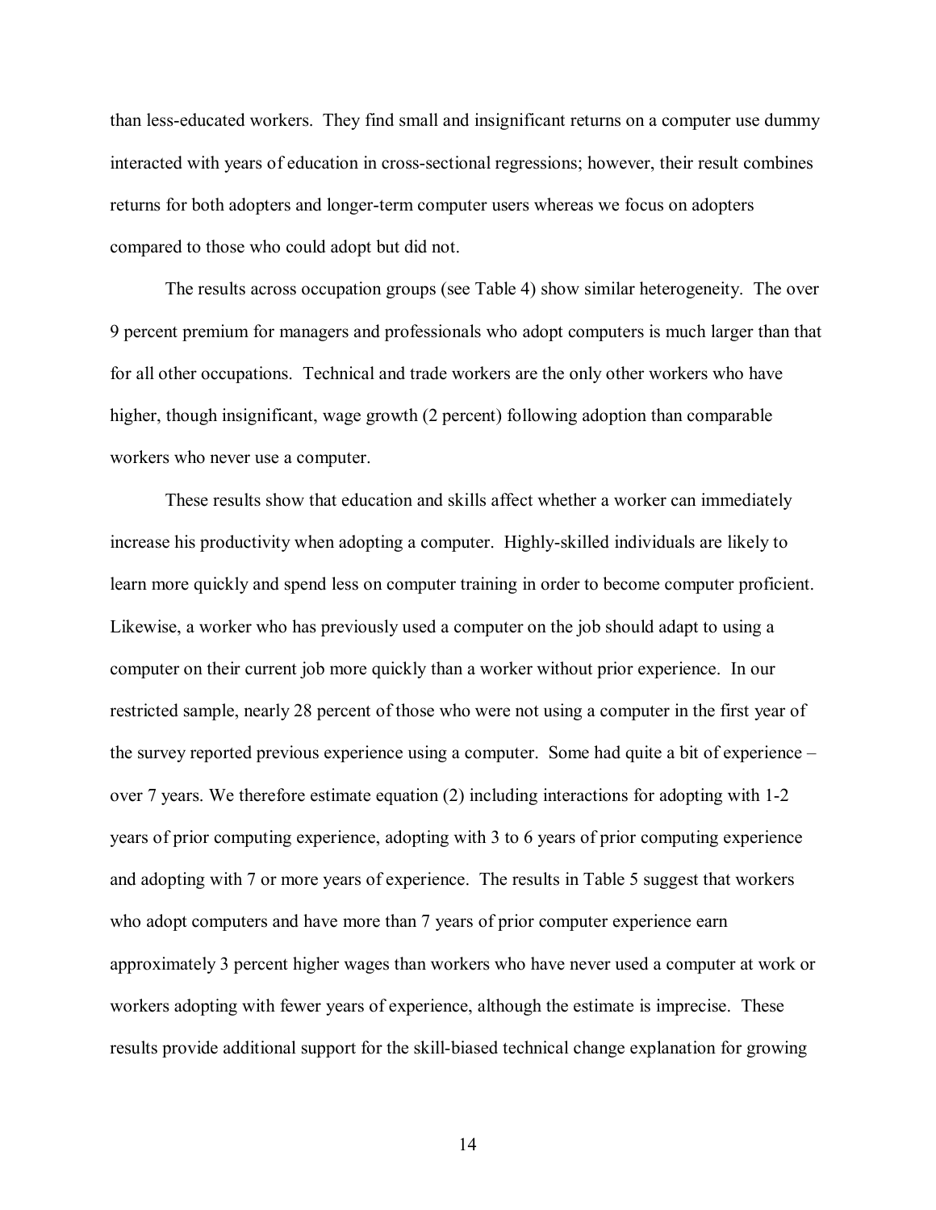than less-educated workers. They find small and insignificant returns on a computer use dummy interacted with years of education in cross-sectional regressions; however, their result combines returns for both adopters and longer-term computer users whereas we focus on adopters compared to those who could adopt but did not.

The results across occupation groups (see Table 4) show similar heterogeneity. The over 9 percent premium for managers and professionals who adopt computers is much larger than that for all other occupations. Technical and trade workers are the only other workers who have higher, though insignificant, wage growth (2 percent) following adoption than comparable workers who never use a computer.

These results show that education and skills affect whether a worker can immediately increase his productivity when adopting a computer. Highly-skilled individuals are likely to learn more quickly and spend less on computer training in order to become computer proficient. Likewise, a worker who has previously used a computer on the job should adapt to using a computer on their current job more quickly than a worker without prior experience. In our restricted sample, nearly 28 percent of those who were not using a computer in the first year of the survey reported previous experience using a computer. Some had quite a bit of experience – over 7 years. We therefore estimate equation (2) including interactions for adopting with 1-2 years of prior computing experience, adopting with 3 to 6 years of prior computing experience and adopting with 7 or more years of experience. The results in Table 5 suggest that workers who adopt computers and have more than 7 years of prior computer experience earn approximately 3 percent higher wages than workers who have never used a computer at work or workers adopting with fewer years of experience, although the estimate is imprecise. These results provide additional support for the skill-biased technical change explanation for growing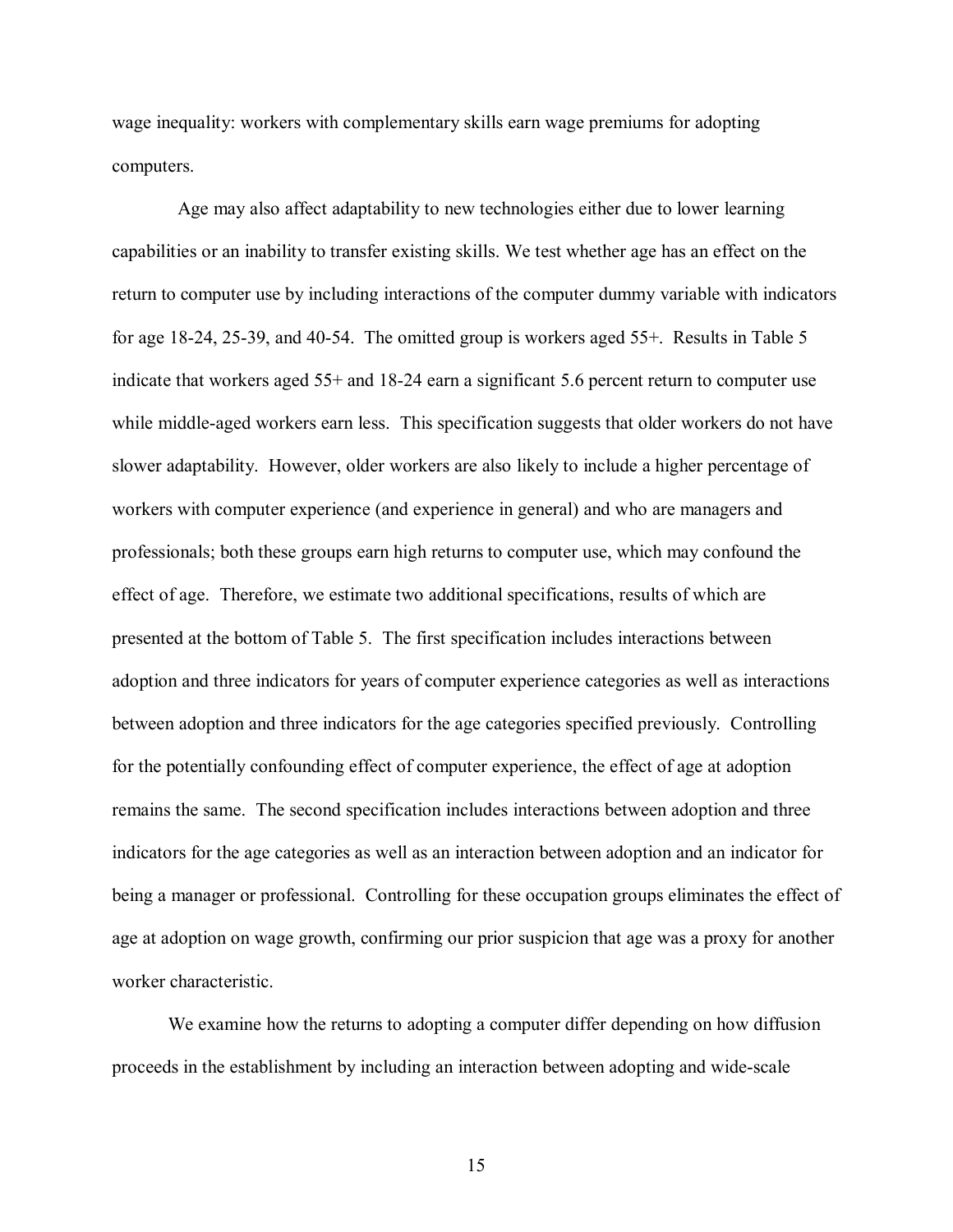wage inequality: workers with complementary skills earn wage premiums for adopting computers.

Age may also affect adaptability to new technologies either due to lower learning capabilities or an inability to transfer existing skills. We test whether age has an effect on the return to computer use by including interactions of the computer dummy variable with indicators for age 18-24, 25-39, and 40-54. The omitted group is workers aged 55+. Results in Table 5 indicate that workers aged 55+ and 18-24 earn a significant 5.6 percent return to computer use while middle-aged workers earn less. This specification suggests that older workers do not have slower adaptability. However, older workers are also likely to include a higher percentage of workers with computer experience (and experience in general) and who are managers and professionals; both these groups earn high returns to computer use, which may confound the effect of age. Therefore, we estimate two additional specifications, results of which are presented at the bottom of Table 5. The first specification includes interactions between adoption and three indicators for years of computer experience categories as well as interactions between adoption and three indicators for the age categories specified previously. Controlling for the potentially confounding effect of computer experience, the effect of age at adoption remains the same. The second specification includes interactions between adoption and three indicators for the age categories as well as an interaction between adoption and an indicator for being a manager or professional. Controlling for these occupation groups eliminates the effect of age at adoption on wage growth, confirming our prior suspicion that age was a proxy for another worker characteristic.

We examine how the returns to adopting a computer differ depending on how diffusion proceeds in the establishment by including an interaction between adopting and wide-scale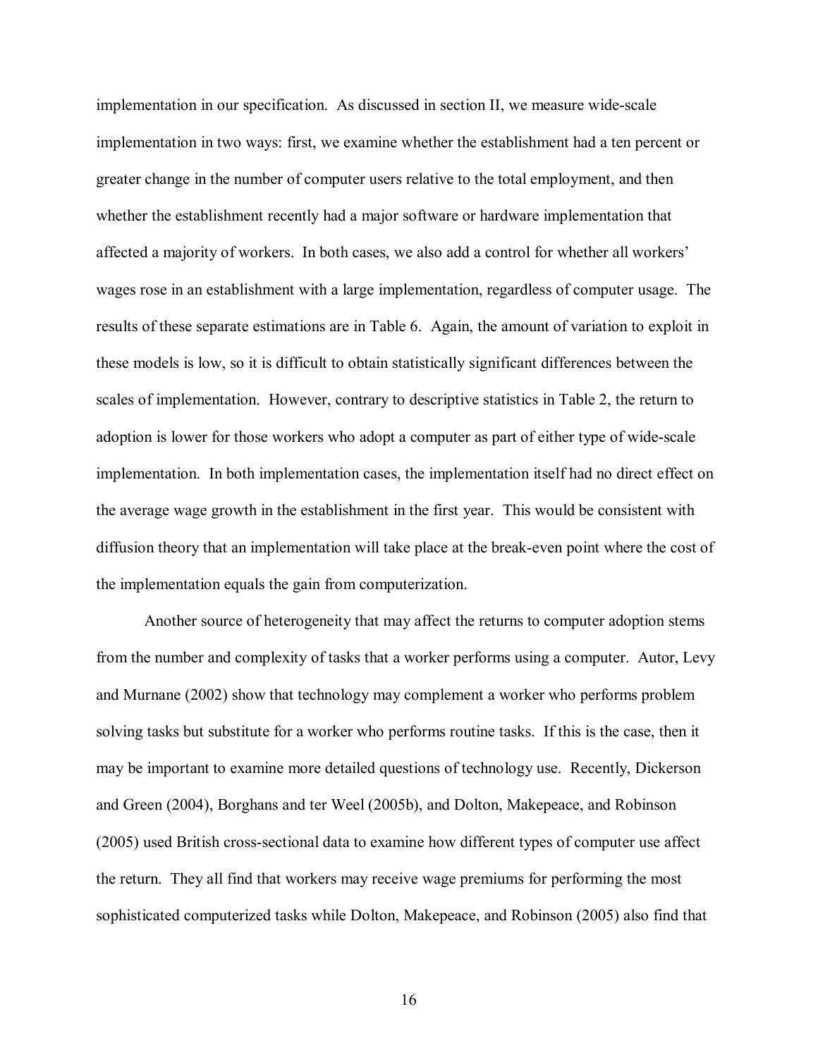implementation in our specification. As discussed in section II, we measure wide-scale implementation in two ways: first, we examine whether the establishment had a ten percent or greater change in the number of computer users relative to the total employment, and then whether the establishment recently had a major software or hardware implementation that affected a majority of workers. In both cases, we also add a control for whether all workers' wages rose in an establishment with a large implementation, regardless of computer usage. The results of these separate estimations are in Table 6. Again, the amount of variation to exploit in these models is low, so it is difficult to obtain statistically significant differences between the scales of implementation. However, contrary to descriptive statistics in Table 2, the return to adoption is lower for those workers who adopt a computer as part of either type of wide-scale implementation. In both implementation cases, the implementation itself had no direct effect on the average wage growth in the establishment in the first year. This would be consistent with diffusion theory that an implementation will take place at the break-even point where the cost of the implementation equals the gain from computerization.

Another source of heterogeneity that may affect the returns to computer adoption stems from the number and complexity of tasks that a worker performs using a computer. Autor, Levy and Murnane (2002) show that technology may complement a worker who performs problem solving tasks but substitute for a worker who performs routine tasks. If this is the case, then it may be important to examine more detailed questions of technology use. Recently, Dickerson and Green (2004), Borghans and ter Weel (2005b), and Dolton, Makepeace, and Robinson (2005) used British cross-sectional data to examine how different types of computer use affect the return. They all find that workers may receive wage premiums for performing the most sophisticated computerized tasks while Dolton, Makepeace, and Robinson (2005) also find that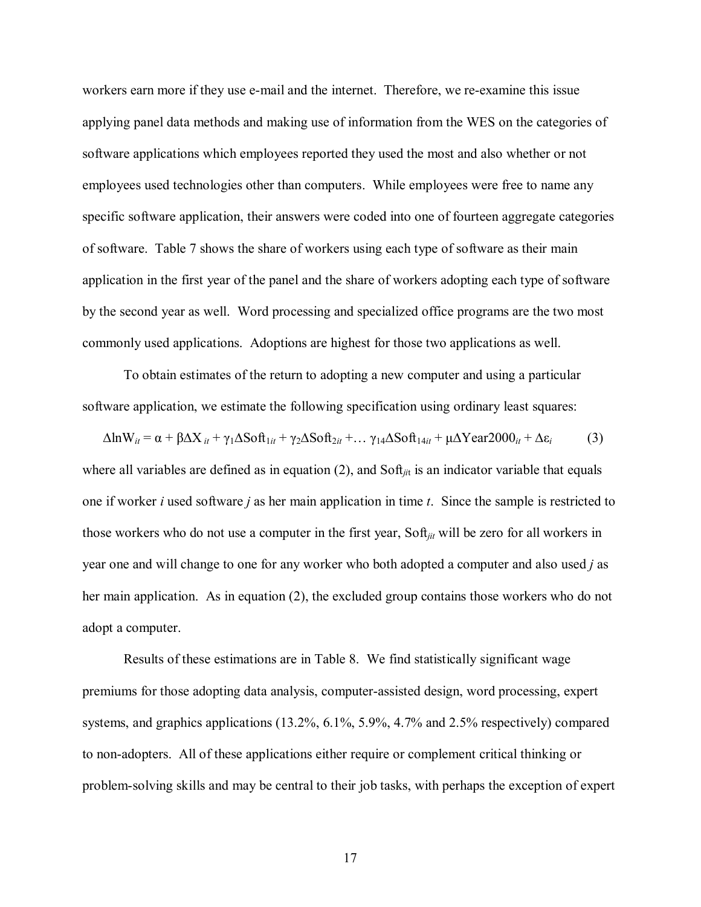workers earn more if they use e-mail and the internet. Therefore, we re-examine this issue applying panel data methods and making use of information from the WES on the categories of software applications which employees reported they used the most and also whether or not employees used technologies other than computers. While employees were free to name any specific software application, their answers were coded into one of fourteen aggregate categories of software. Table 7 shows the share of workers using each type of software as their main application in the first year of the panel and the share of workers adopting each type of software by the second year as well. Word processing and specialized office programs are the two most commonly used applications. Adoptions are highest for those two applications as well.

To obtain estimates of the return to adopting a new computer and using a particular software application, we estimate the following specification using ordinary least squares:

$$\Delta \ln W_{it} = \alpha + \beta \Delta X_{it} + \gamma_1 \Delta Soft_{1it} + \gamma_2 \Delta Soft_{2it} + \ldots \gamma_{14} \Delta Soft_{14it} + \mu \Delta Year2000_{it} + \Delta \varepsilon_i \qquad (3)$$

where all variables are defined as in equation (2), and $Soft_{jit}$ is an indicator variable that equals one if worker *i* used software *j* as her main application in time *t*. Since the sample is restricted to those workers who do not use a computer in the first year, $Soft_{jit}$ will be zero for all workers in year one and will change to one for any worker who both adopted a computer and also used *j* as her main application. As in equation (2), the excluded group contains those workers who do not adopt a computer.

Results of these estimations are in Table 8. We find statistically significant wage premiums for those adopting data analysis, computer-assisted design, word processing, expert systems, and graphics applications (13.2%, 6.1%, 5.9%, 4.7% and 2.5% respectively) compared to non-adopters. All of these applications either require or complement critical thinking or problem-solving skills and may be central to their job tasks, with perhaps the exception of expert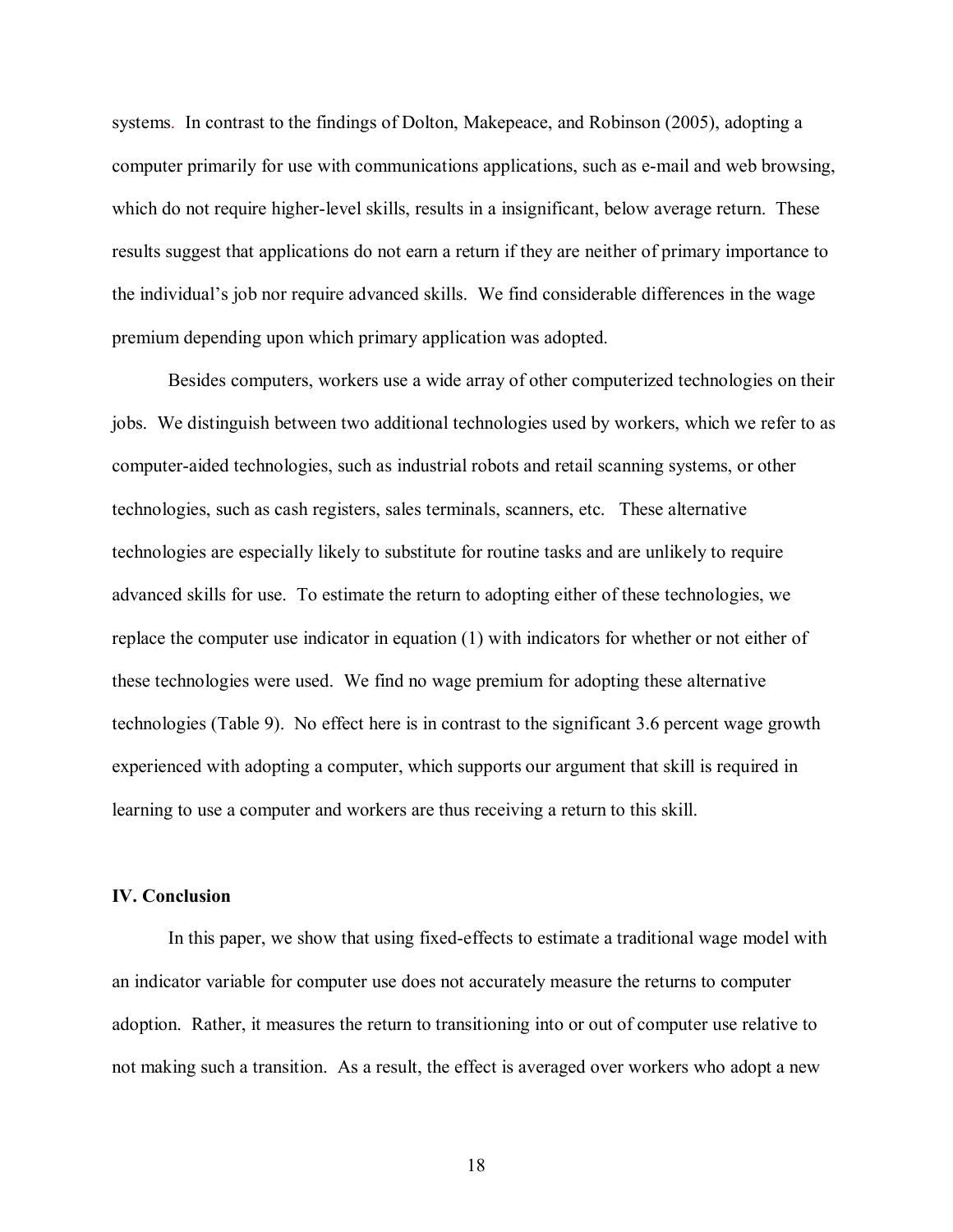systems. In contrast to the findings of Dolton, Makepeace, and Robinson (2005), adopting a computer primarily for use with communications applications, such as e-mail and web browsing, which do not require higher-level skills, results in a insignificant, below average return. These results suggest that applications do not earn a return if they are neither of primary importance to the individual's job nor require advanced skills. We find considerable differences in the wage premium depending upon which primary application was adopted.

Besides computers, workers use a wide array of other computerized technologies on their jobs. We distinguish between two additional technologies used by workers, which we refer to as computer-aided technologies, such as industrial robots and retail scanning systems, or other technologies, such as cash registers, sales terminals, scanners, etc. These alternative technologies are especially likely to substitute for routine tasks and are unlikely to require advanced skills for use. To estimate the return to adopting either of these technologies, we replace the computer use indicator in equation (1) with indicators for whether or not either of these technologies were used. We find no wage premium for adopting these alternative technologies (Table 9). No effect here is in contrast to the significant 3.6 percent wage growth experienced with adopting a computer, which supports our argument that skill is required in learning to use a computer and workers are thus receiving a return to this skill.

## IV. Conclusion

In this paper, we show that using fixed-effects to estimate a traditional wage model with an indicator variable for computer use does not accurately measure the returns to computer adoption. Rather, it measures the return to transitioning into or out of computer use relative to not making such a transition. As a result, the effect is averaged over workers who adopt a new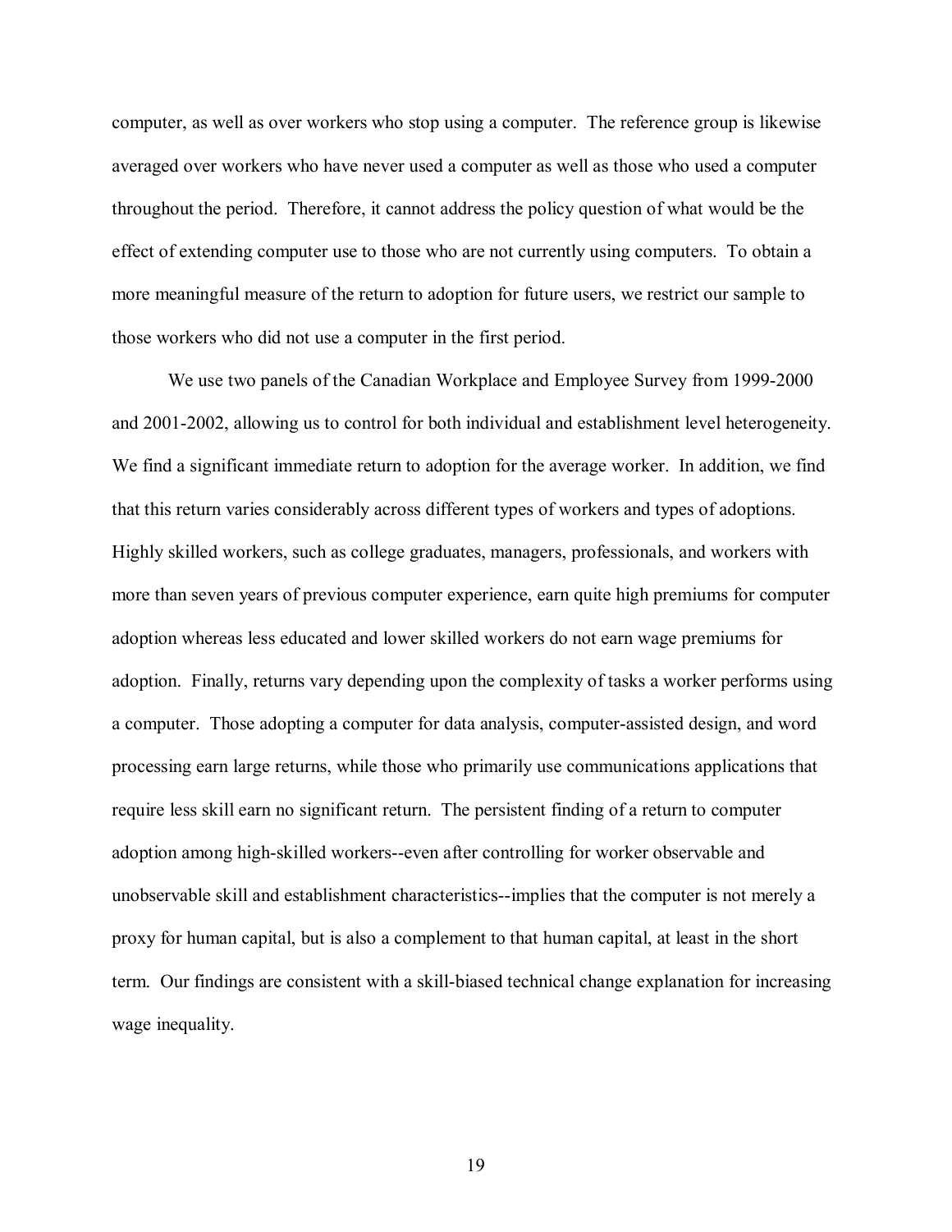computer, as well as over workers who stop using a computer. The reference group is likewise averaged over workers who have never used a computer as well as those who used a computer throughout the period. Therefore, it cannot address the policy question of what would be the effect of extending computer use to those who are not currently using computers. To obtain a more meaningful measure of the return to adoption for future users, we restrict our sample to those workers who did not use a computer in the first period.

We use two panels of the Canadian Workplace and Employee Survey from 1999-2000 and 2001-2002, allowing us to control for both individual and establishment level heterogeneity. We find a significant immediate return to adoption for the average worker. In addition, we find that this return varies considerably across different types of workers and types of adoptions. Highly skilled workers, such as college graduates, managers, professionals, and workers with more than seven years of previous computer experience, earn quite high premiums for computer adoption whereas less educated and lower skilled workers do not earn wage premiums for adoption. Finally, returns vary depending upon the complexity of tasks a worker performs using a computer. Those adopting a computer for data analysis, computer-assisted design, and word processing earn large returns, while those who primarily use communications applications that require less skill earn no significant return. The persistent finding of a return to computer adoption among high-skilled workers--even after controlling for worker observable and unobservable skill and establishment characteristics--implies that the computer is not merely a proxy for human capital, but is also a complement to that human capital, at least in the short term. Our findings are consistent with a skill-biased technical change explanation for increasing wage inequality.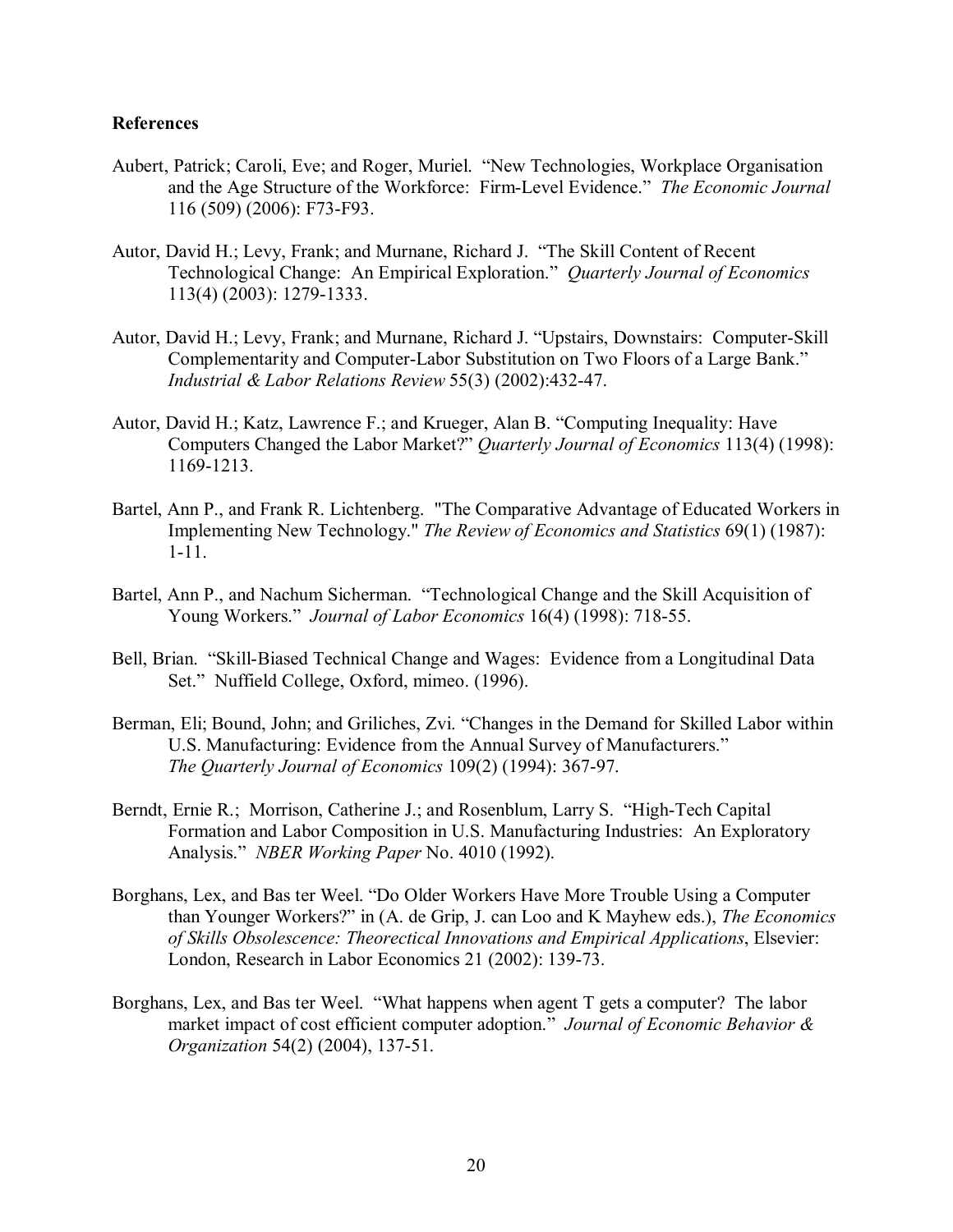**References**

Aubert, Patrick; Caroli, Eve; and Roger, Muriel. "New Technologies, Workplace Organisation and the Age Structure of the Workforce: Firm-Level Evidence." *The Economic Journal* 116 (509) (2006): F73-F93.

Autor, David H.; Levy, Frank; and Murnane, Richard J. "The Skill Content of Recent Technological Change: An Empirical Exploration." *Quarterly Journal of Economics* 113(4) (2003): 1279-1333.

Autor, David H.; Levy, Frank; and Murnane, Richard J. "Upstairs, Downstairs: Computer-Skill Complementarity and Computer-Labor Substitution on Two Floors of a Large Bank." *Industrial & Labor Relations Review* 55(3) (2002):432-47.

Autor, David H.; Katz, Lawrence F.; and Krueger, Alan B. "Computing Inequality: Have Computers Changed the Labor Market?" *Quarterly Journal of Economics* 113(4) (1998): 1169-1213.

Bartel, Ann P., and Frank R. Lichtenberg. "The Comparative Advantage of Educated Workers in Implementing New Technology." *The Review of Economics and Statistics* 69(1) (1987): 1-11.

Bartel, Ann P., and Nachum Sicherman. "Technological Change and the Skill Acquisition of Young Workers." *Journal of Labor Economics* 16(4) (1998): 718-55.

Bell, Brian. "Skill-Biased Technical Change and Wages: Evidence from a Longitudinal Data Set." Nuffield College, Oxford, mimeo. (1996).

Berman, Eli; Bound, John; and Griliches, Zvi. "Changes in the Demand for Skilled Labor within U.S. Manufacturing: Evidence from the Annual Survey of Manufacturers." *The Quarterly Journal of Economics* 109(2) (1994): 367-97.

Berndt, Ernie R.; Morrison, Catherine J.; and Rosenblum, Larry S. "High-Tech Capital Formation and Labor Composition in U.S. Manufacturing Industries: An Exploratory Analysis." *NBER Working Paper* No. 4010 (1992).

Borghans, Lex, and Bas ter Weel. "Do Older Workers Have More Trouble Using a Computer than Younger Workers?" in (A. de Grip, J. can Loo and K Mayhew eds.), *The Economics of Skills Obsolescence: Theorectical Innovations and Empirical Applications*, Elsevier: London, Research in Labor Economics 21 (2002): 139-73.

Borghans, Lex, and Bas ter Weel. "What happens when agent T gets a computer? The labor market impact of cost efficient computer adoption." *Journal of Economic Behavior & Organization* 54(2) (2004), 137-51.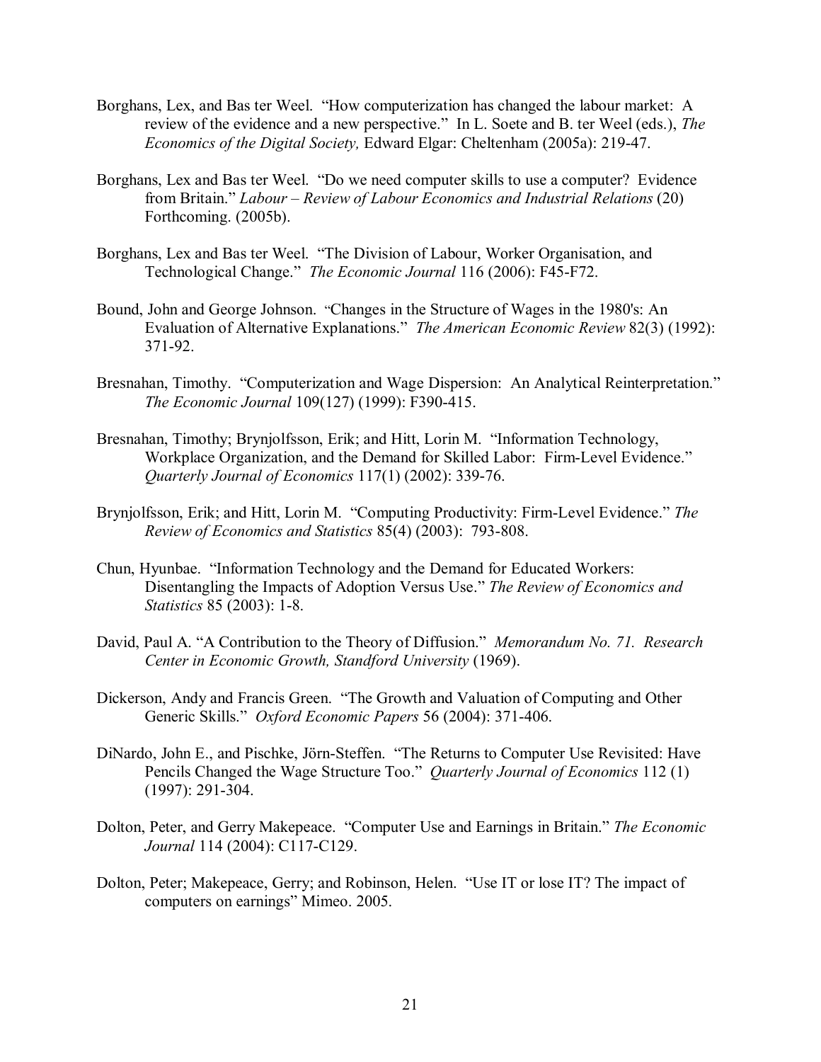Borghans, Lex, and Bas ter Weel. "How computerization has changed the labour market: A review of the evidence and a new perspective." In L. Soete and B. ter Weel (eds.), *The Economics of the Digital Society,* Edward Elgar: Cheltenham (2005a): 219-47.

Borghans, Lex and Bas ter Weel. "Do we need computer skills to use a computer? Evidence from Britain." *Labour – Review of Labour Economics and Industrial Relations* (20) Forthcoming. (2005b).

Borghans, Lex and Bas ter Weel. "The Division of Labour, Worker Organisation, and Technological Change." *The Economic Journal* 116 (2006): F45-F72.

Bound, John and George Johnson. "Changes in the Structure of Wages in the 1980's: An Evaluation of Alternative Explanations." *The American Economic Review* 82(3) (1992): 371-92.

Bresnahan, Timothy. "Computerization and Wage Dispersion: An Analytical Reinterpretation." *The Economic Journal* 109(127) (1999): F390-415.

Bresnahan, Timothy; Brynjolfsson, Erik; and Hitt, Lorin M. "Information Technology, Workplace Organization, and the Demand for Skilled Labor: Firm-Level Evidence." *Quarterly Journal of Economics* 117(1) (2002): 339-76.

Brynjolfsson, Erik; and Hitt, Lorin M. "Computing Productivity: Firm-Level Evidence." *The Review of Economics and Statistics* 85(4) (2003): 793-808.

Chun, Hyunbae. "Information Technology and the Demand for Educated Workers: Disentangling the Impacts of Adoption Versus Use." *The Review of Economics and Statistics* 85 (2003): 1-8.

David, Paul A. "A Contribution to the Theory of Diffusion." *Memorandum No. 71. Research Center in Economic Growth, Standford University* (1969).

Dickerson, Andy and Francis Green. "The Growth and Valuation of Computing and Other Generic Skills." *Oxford Economic Papers* 56 (2004): 371-406.

DiNardo, John E., and Pischke, Jörn-Steffen. "The Returns to Computer Use Revisited: Have Pencils Changed the Wage Structure Too." *Quarterly Journal of Economics* 112 (1) (1997): 291-304.

Dolton, Peter, and Gerry Makepeace. "Computer Use and Earnings in Britain." *The Economic Journal* 114 (2004): C117-C129.

Dolton, Peter; Makepeace, Gerry; and Robinson, Helen. "Use IT or lose IT? The impact of computers on earnings" Mimeo. 2005.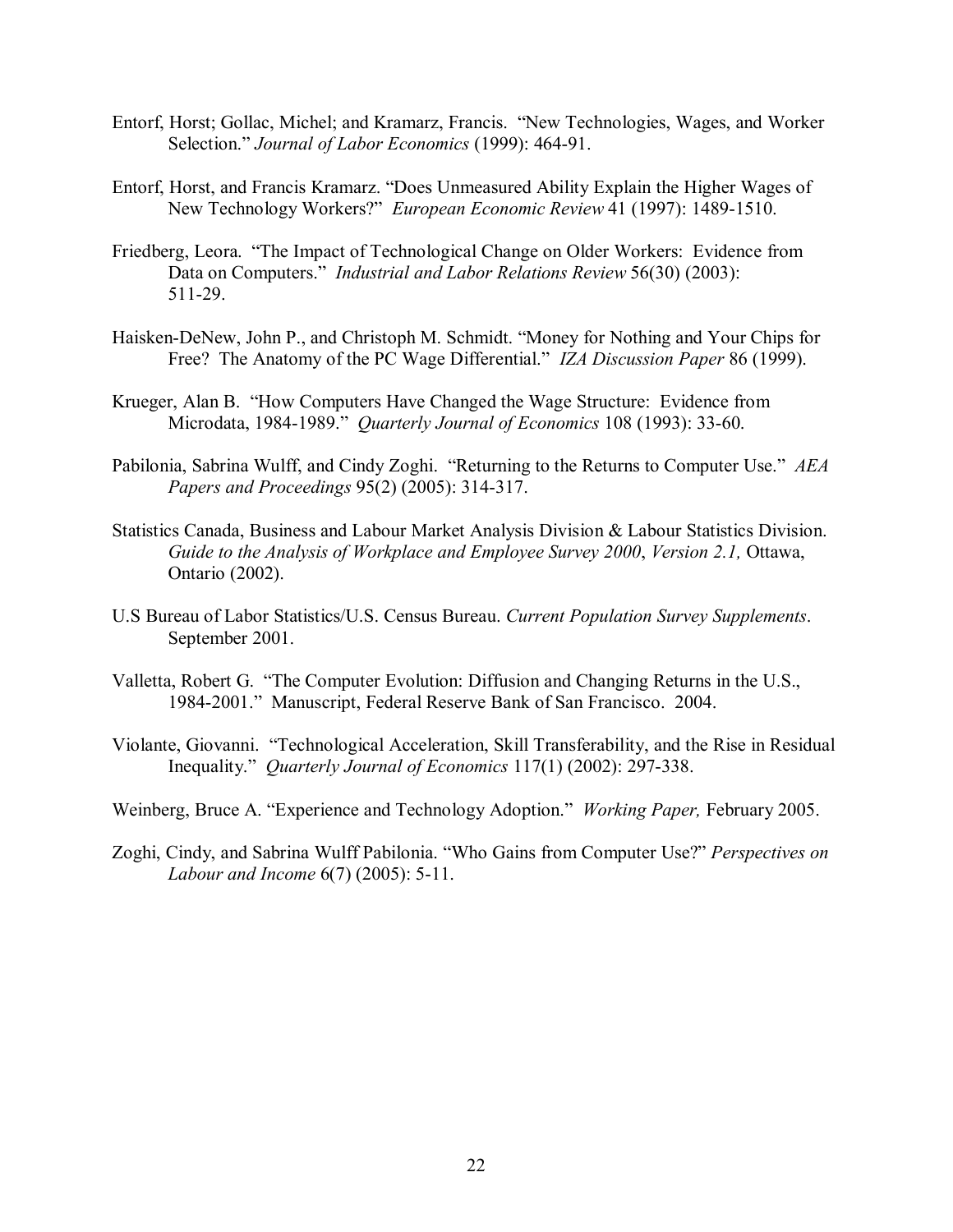Entorf, Horst; Gollac, Michel; and Kramarz, Francis. "New Technologies, Wages, and Worker Selection." *Journal of Labor Economics* (1999): 464-91.

Entorf, Horst, and Francis Kramarz. "Does Unmeasured Ability Explain the Higher Wages of New Technology Workers?" *European Economic Review* 41 (1997): 1489-1510.

Friedberg, Leora. "The Impact of Technological Change on Older Workers: Evidence from Data on Computers." *Industrial and Labor Relations Review* 56(30) (2003): 511-29.

Haisken-DeNew, John P., and Christoph M. Schmidt. "Money for Nothing and Your Chips for Free? The Anatomy of the PC Wage Differential." *IZA Discussion Paper* 86 (1999).

Krueger, Alan B. "How Computers Have Changed the Wage Structure: Evidence from Microdata, 1984-1989." *Quarterly Journal of Economics* 108 (1993): 33-60.

Pabilonia, Sabrina Wulff, and Cindy Zoghi. "Returning to the Returns to Computer Use." *AEA Papers and Proceedings* 95(2) (2005): 314-317.

Statistics Canada, Business and Labour Market Analysis Division & Labour Statistics Division. *Guide to the Analysis of Workplace and Employee Survey 2000*, *Version 2.1,* Ottawa, Ontario (2002).

U.S Bureau of Labor Statistics/U.S. Census Bureau. *Current Population Survey Supplements*. September 2001.

Valletta, Robert G. "The Computer Evolution: Diffusion and Changing Returns in the U.S., 1984-2001." Manuscript, Federal Reserve Bank of San Francisco. 2004.

Violante, Giovanni. "Technological Acceleration, Skill Transferability, and the Rise in Residual Inequality." *Quarterly Journal of Economics* 117(1) (2002): 297-338.

Weinberg, Bruce A. "Experience and Technology Adoption." *Working Paper,* February 2005.

Zoghi, Cindy, and Sabrina Wulff Pabilonia. "Who Gains from Computer Use?" *Perspectives on Labour and Income* 6(7) (2005): 5-11.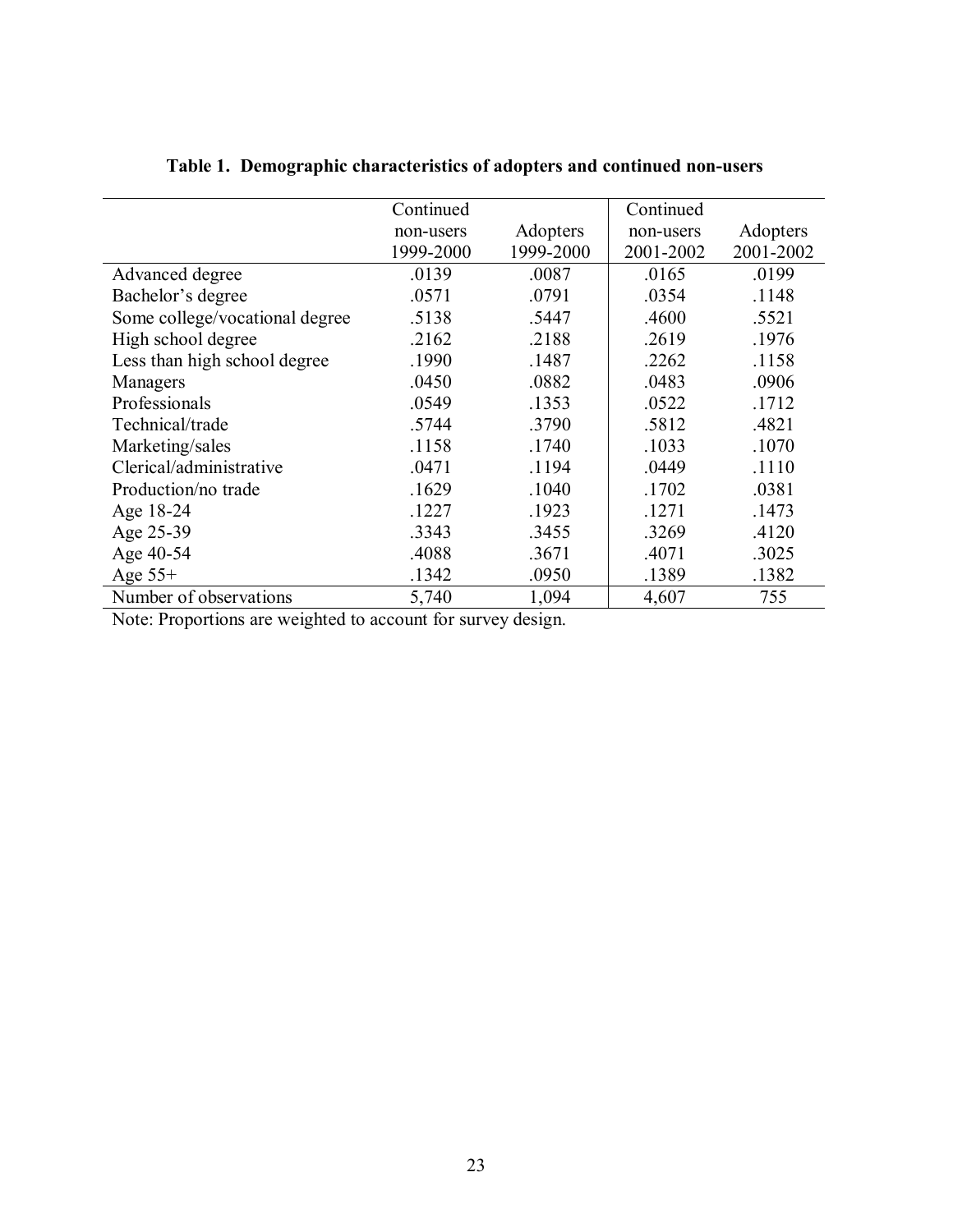**Table 1. Demographic characteristics of adopters and continued non-users**

| | Continued non-users 1999-2000 | Adopters 1999-2000 | Continued non-users 2001-2002 | Adopters 2001-2002 |
|---|---|---|---|---|
| Advanced degree | .0139 | .0087 | .0165 | .0199 |
| Bachelor's degree | .0571 | .0791 | .0354 | .1148 |
| Some college/vocational degree | .5138 | .5447 | .4600 | .5521 |
| High school degree | .2162 | .2188 | .2619 | .1976 |
| Less than high school degree | .1990 | .1487 | .2262 | .1158 |
| Managers | .0450 | .0882 | .0483 | .0906 |
| Professionals | .0549 | .1353 | .0522 | .1712 |
| Technical/trade | .5744 | .3790 | .5812 | .4821 |
| Marketing/sales | .1158 | .1740 | .1033 | .1070 |
| Clerical/administrative | .0471 | .1194 | .0449 | .1110 |
| Production/no trade | .1629 | .1040 | .1702 | .0381 |
| Age 18-24 | .1227 | .1923 | .1271 | .1473 |
| Age 25-39 | .3343 | .3455 | .3269 | .4120 |
| Age 40-54 | .4088 | .3671 | .4071 | .3025 |
| Age 55+ | .1342 | .0950 | .1389 | .1382 |
| Number of observations | 5,740 | 1,094 | 4,607 | 755 |

Note: Proportions are weighted to account for survey design.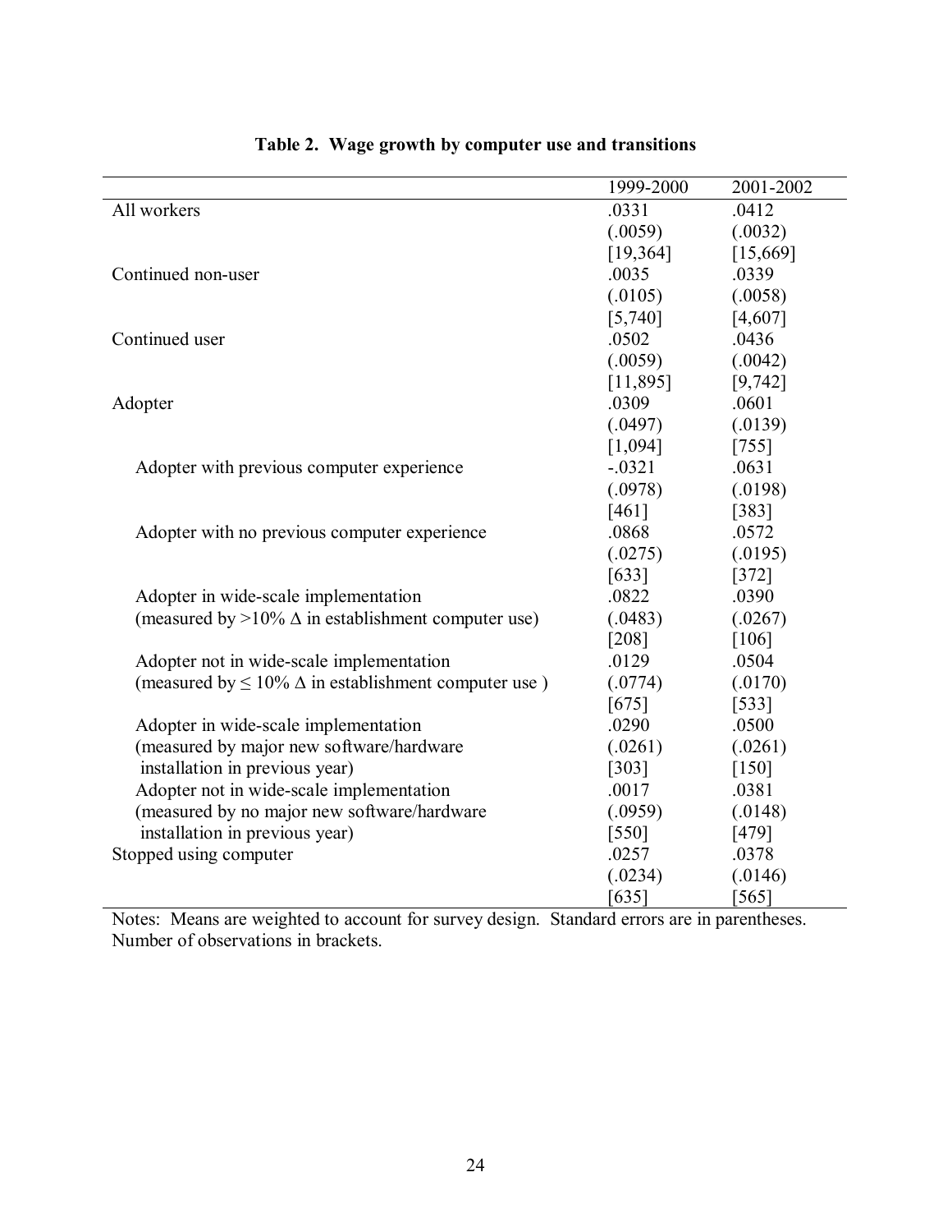**Table 2. Wage growth by computer use and transitions**

| | 1999-2000 | 2001-2002 |
|---|---|---|
| All workers | .0331 | .0412 |
| | (.0059) | (.0032) |
| | [19,364] | [15,669] |
| Continued non-user | .0035 | .0339 |
| | (.0105) | (.0058) |
| | [5,740] | [4,607] |
| Continued user | .0502 | .0436 |
| | (.0059) | (.0042) |
| | [11,895] | [9,742] |
| Adopter | .0309 | .0601 |
| | (.0497) | (.0139) |
| | [1,094] | [755] |
| Adopter with previous computer experience | -.0321 | .0631 |
| | (.0978) | (.0198) |
| | [461] | [383] |
| Adopter with no previous computer experience | .0868 | .0572 |
| | (.0275) | (.0195) |
| | [633] | [372] |
| Adopter in wide-scale implementation | .0822 | .0390 |
| (measured by >10% Δ in establishment computer use) | (.0483) | (.0267) |
| | [208] | [106] |
| Adopter not in wide-scale implementation | .0129 | .0504 |
| (measured by ≤ 10% Δ in establishment computer use ) | (.0774) | (.0170) |
| | [675] | [533] |
| Adopter in wide-scale implementation | .0290 | .0500 |
| (measured by major new software/hardware | (.0261) | (.0261) |
| installation in previous year) | [303] | [150] |
| Adopter not in wide-scale implementation | .0017 | .0381 |
| (measured by no major new software/hardware | (.0959) | (.0148) |
| installation in previous year) | [550] | [479] |
| Stopped using computer | .0257 | .0378 |
| | (.0234) | (.0146) |
| | [635] | [565] |

Notes: Means are weighted to account for survey design. Standard errors are in parentheses. Number of observations in brackets.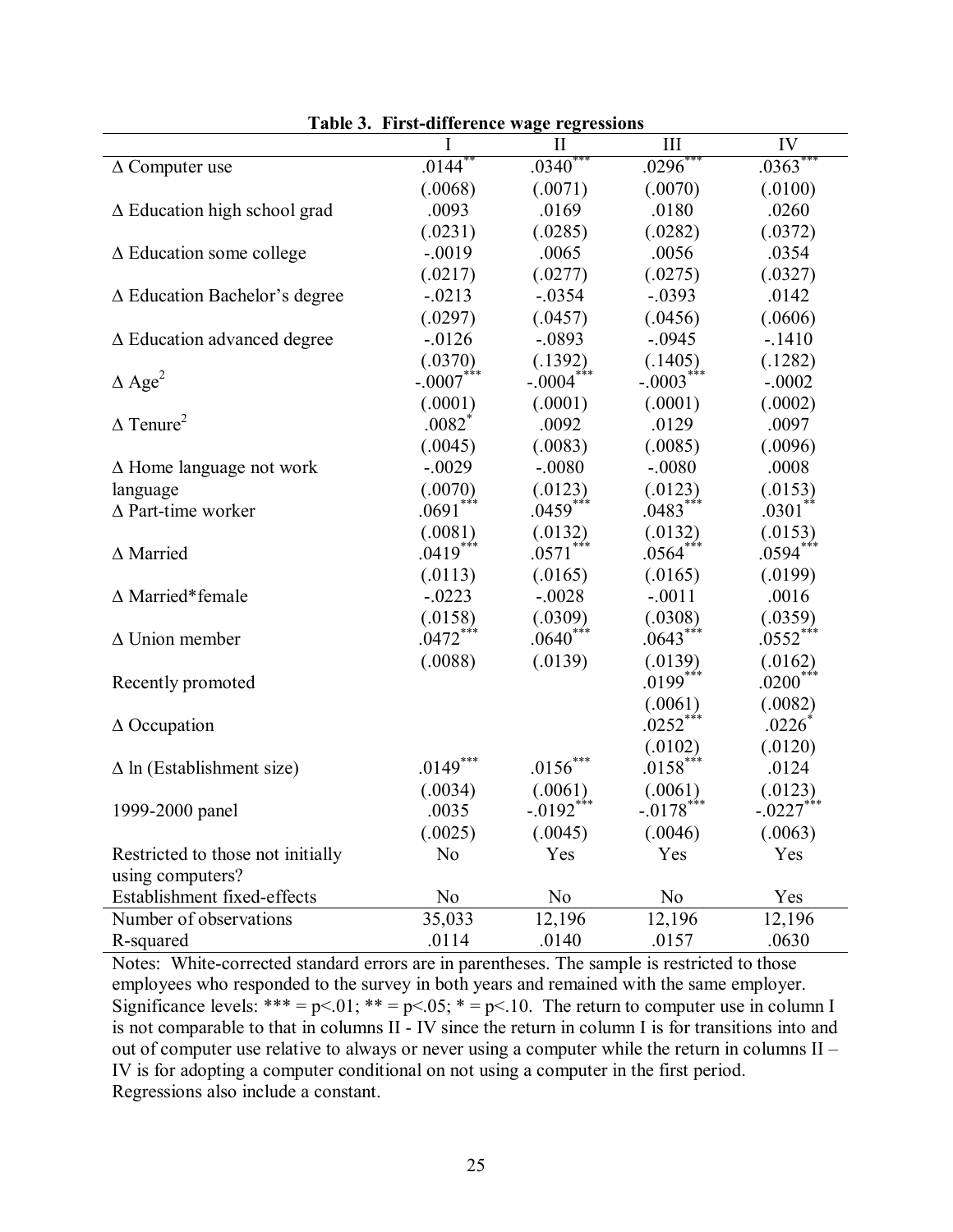**Table 3. First-difference wage regressions**

| | I | II | III | IV |
|---|---|---|---|---|
| Δ Computer use | .0144** | .0340*** | .0296*** | .0363*** |
| | (.0068) | (.0071) | (.0070) | (.0100) |
| Δ Education high school grad | .0093 | .0169 | .0180 | .0260 |
| | (.0231) | (.0285) | (.0282) | (.0372) |
| Δ Education some college | -.0019 | .0065 | .0056 | .0354 |
| | (.0217) | (.0277) | (.0275) | (.0327) |
| Δ Education Bachelor's degree | -.0213 | -.0354 | -.0393 | .0142 |
| | (.0297) | (.0457) | (.0456) | (.0606) |
| Δ Education advanced degree | -.0126 | -.0893 | -.0945 | -.1410 |
| | (.0370) | (.1392) | (.1405) | (.1282) |
| Δ $Age^2$ | -.0007*** | -.0004*** | -.0003*** | -.0002 |
| | (.0001) | (.0001) | (.0001) | (.0002) |
| Δ $Tenure^2$ | .0082* | .0092 | .0129 | .0097 |
| | (.0045) | (.0083) | (.0085) | (.0096) |
| Δ Home language not work language | -.0029 | -.0080 | -.0080 | .0008 |
| | (.0070) | (.0123) | (.0123) | (.0153) |
| Δ Part-time worker | .0691*** | .0459*** | .0483*** | .0301** |
| | (.0081) | (.0132) | (.0132) | (.0153) |
| Δ Married | .0419*** | .0571*** | .0564*** | .0594*** |
| | (.0113) | (.0165) | (.0165) | (.0199) |
| Δ Married*female | -.0223 | -.0028 | -.0011 | .0016 |
| | (.0158) | (.0309) | (.0308) | (.0359) |
| Δ Union member | .0472*** | .0640*** | .0643*** | .0552*** |
| | (.0088) | (.0139) | (.0139) | (.0162) |
| Recently promoted | | | .0199*** | .0200*** |
| | | | (.0061) | (.0082) |
| Δ Occupation | | | .0252*** | .0226* |
| | | | (.0102) | (.0120) |
| Δ ln (Establishment size) | .0149*** | .0156*** | .0158*** | .0124 |
| | (.0034) | (.0061) | (.0061) | (.0123) |
| 1999-2000 panel | .0035 | -.0192*** | -.0178*** | -.0227*** |
| | (.0025) | (.0045) | (.0046) | (.0063) |
| Restricted to those not initially using computers? | No | Yes | Yes | Yes |
| Establishment fixed-effects | No | No | No | Yes |
| Number of observations | 35,033 | 12,196 | 12,196 | 12,196 |
| R-squared | .0114 | .0140 | .0157 | .0630 |

Notes: White-corrected standard errors are in parentheses. The sample is restricted to those employees who responded to the survey in both years and remained with the same employer. Significance levels: *** = p<.01; ** = p<.05; * = p<.10. The return to computer use in column I is not comparable to that in columns II - IV since the return in column I is for transitions into and out of computer use relative to always or never using a computer while the return in columns II – IV is for adopting a computer conditional on not using a computer in the first period. Regressions also include a constant.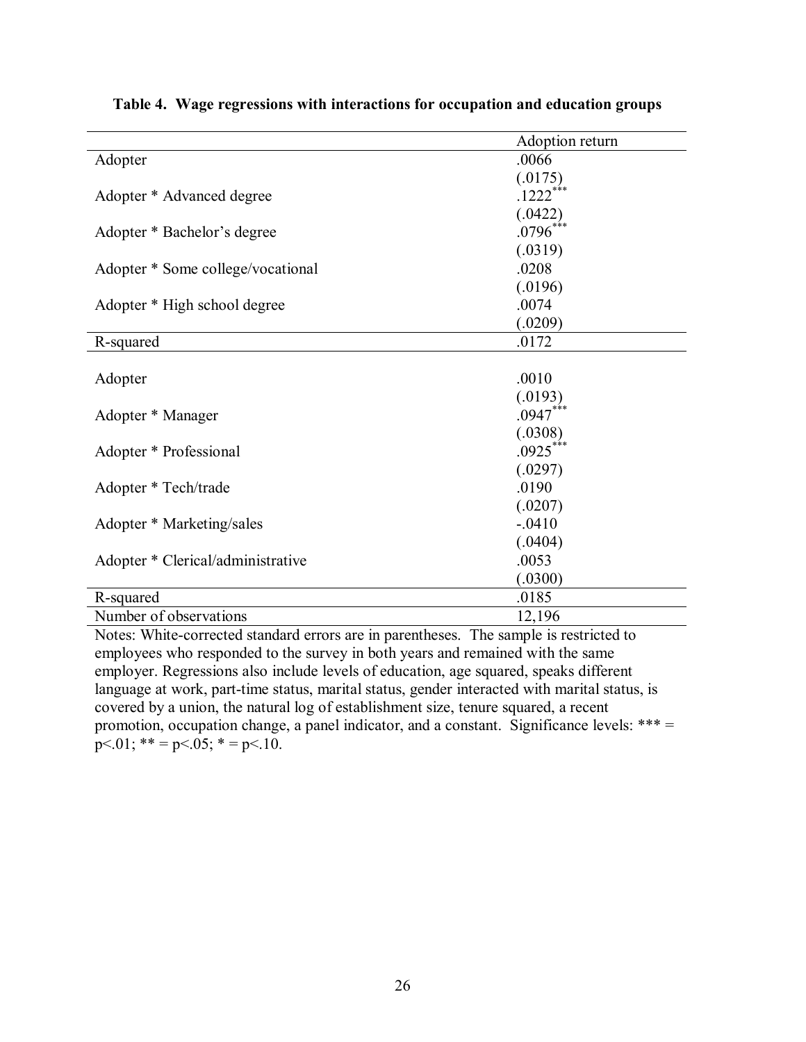**Table 4. Wage regressions with interactions for occupation and education groups**

| | Adoption return |
|---|---|
| Adopter | .0066 |
| | (.0175) |
| Adopter * Advanced degree | .1222*** |
| | (.0422) |
| Adopter * Bachelor's degree | .0796*** |
| | (.0319) |
| Adopter * Some college/vocational | .0208 |
| | (.0196) |
| Adopter * High school degree | .0074 |
| | (.0209) |
| R-squared | .0172 |
| | |
| Adopter | .0010 |
| | (.0193) |
| Adopter * Manager | .0947*** |
| | (.0308) |
| Adopter * Professional | .0925*** |
| | (.0297) |
| Adopter * Tech/trade | .0190 |
| | (.0207) |
| Adopter * Marketing/sales | -.0410 |
| | (.0404) |
| Adopter * Clerical/administrative | .0053 |
| | (.0300) |
| R-squared | .0185 |
| Number of observations | 12,196 |

Notes: White-corrected standard errors are in parentheses. The sample is restricted to employees who responded to the survey in both years and remained with the same employer. Regressions also include levels of education, age squared, speaks different language at work, part-time status, marital status, gender interacted with marital status, is covered by a union, the natural log of establishment size, tenure squared, a recent promotion, occupation change, a panel indicator, and a constant. Significance levels: *** = $p<.01$; ** = $p<.05$; * = $p<.10$.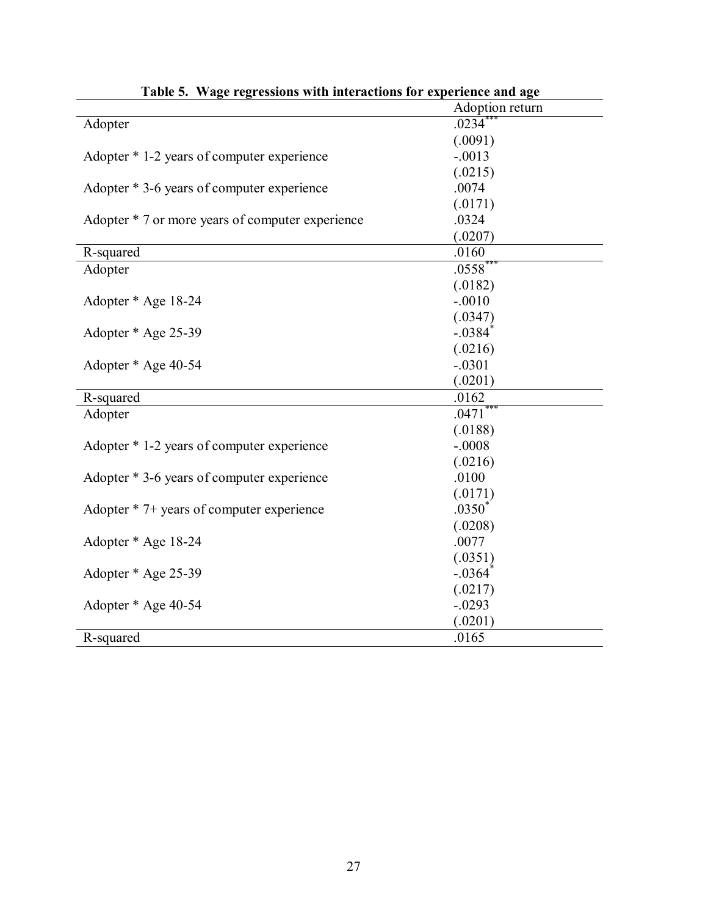**Table 5. Wage regressions with interactions for experience and age**

| | Adoption return |
|---|---|
| Adopter | .0234*** |
| | (.0091) |
| Adopter * 1-2 years of computer experience | -.0013 |
| | (.0215) |
| Adopter * 3-6 years of computer experience | .0074 |
| | (.0171) |
| Adopter * 7 or more years of computer experience | .0324 |
| | (.0207) |
| R-squared | .0160 |
| Adopter | .0558*** |
| | (.0182) |
| Adopter * Age 18-24 | -.0010 |
| | (.0347) |
| Adopter * Age 25-39 | -.0384* |
| | (.0216) |
| Adopter * Age 40-54 | -.0301 |
| | (.0201) |
| R-squared | .0162 |
| Adopter | .0471*** |
| | (.0188) |
| Adopter * 1-2 years of computer experience | -.0008 |
| | (.0216) |
| Adopter * 3-6 years of computer experience | .0100 |
| | (.0171) |
| Adopter * 7+ years of computer experience | .0350* |
| | (.0208) |
| Adopter * Age 18-24 | .0077 |
| | (.0351) |
| Adopter * Age 25-39 | -.0364* |
| | (.0217) |
| Adopter * Age 40-54 | -.0293 |
| | (.0201) |
| R-squared | .0165 |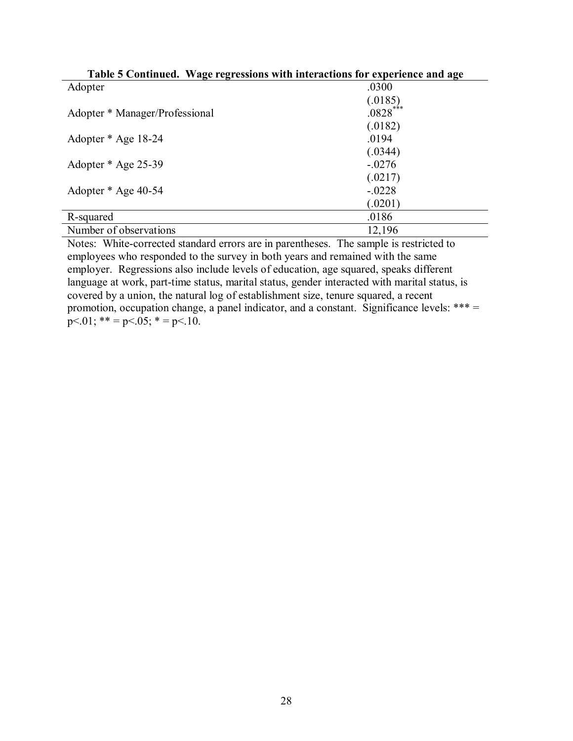**Table 5 Continued. Wage regressions with interactions for experience and age**

| | |
|---|---|
| Adopter | .0300 |
| | (.0185) |
| Adopter * Manager/Professional | .0828*** |
| | (.0182) |
| Adopter * Age 18-24 | .0194 |
| | (.0344) |
| Adopter * Age 25-39 | -.0276 |
| | (.0217) |
| Adopter * Age 40-54 | -.0228 |
| | (.0201) |
| R-squared | .0186 |
| Number of observations | 12,196 |

Notes: White-corrected standard errors are in parentheses. The sample is restricted to employees who responded to the survey in both years and remained with the same employer. Regressions also include levels of education, age squared, speaks different language at work, part-time status, marital status, gender interacted with marital status, is covered by a union, the natural log of establishment size, tenure squared, a recent promotion, occupation change, a panel indicator, and a constant. Significance levels: *** = $p<.01$; ** = $p<.05$; * = $p<.10$.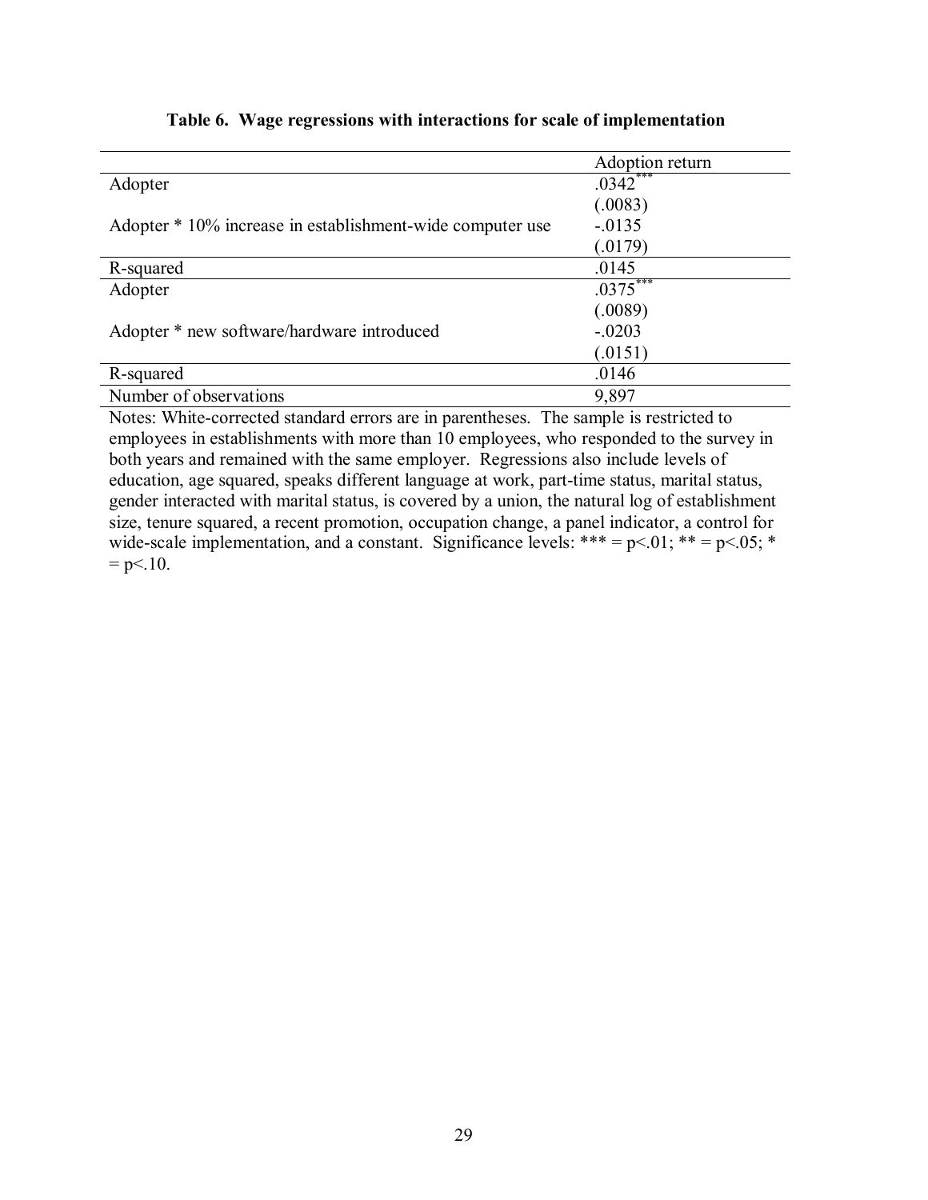**Table 6. Wage regressions with interactions for scale of implementation**

| | Adoption return |
|---|---|
| Adopter | .0342*** |
| | (.0083) |
| Adopter * 10% increase in establishment-wide computer use | -.0135 |
| | (.0179) |
| R-squared | .0145 |
| Adopter | .0375*** |
| | (.0089) |
| Adopter * new software/hardware introduced | -.0203 |
| | (.0151) |
| R-squared | .0146 |
| Number of observations | 9,897 |

Notes: White-corrected standard errors are in parentheses. The sample is restricted to employees in establishments with more than 10 employees, who responded to the survey in both years and remained with the same employer. Regressions also include levels of education, age squared, speaks different language at work, part-time status, marital status, gender interacted with marital status, is covered by a union, the natural log of establishment size, tenure squared, a recent promotion, occupation change, a panel indicator, a control for wide-scale implementation, and a constant. Significance levels: *** = $p<.01$; ** = $p<.05$; * = $p<.10$.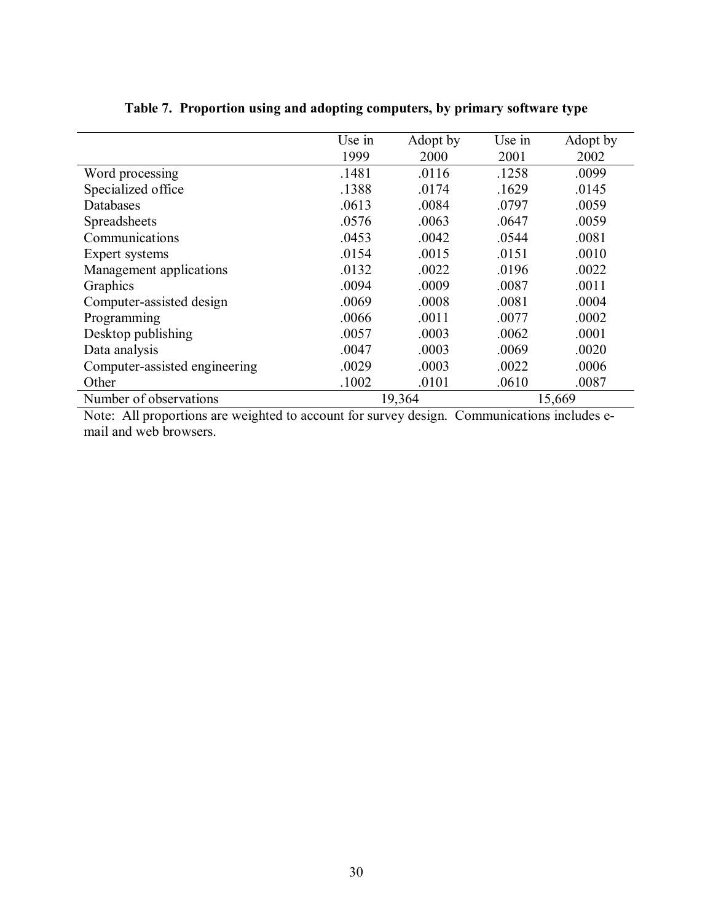**Table 7. Proportion using and adopting computers, by primary software type**

| | Use in 1999 | Adopt by 2000 | Use in 2001 | Adopt by 2002 |
|---|---|---|---|---|
| Word processing | .1481 | .0116 | .1258 | .0099 |
| Specialized office | .1388 | .0174 | .1629 | .0145 |
| Databases | .0613 | .0084 | .0797 | .0059 |
| Spreadsheets | .0576 | .0063 | .0647 | .0059 |
| Communications | .0453 | .0042 | .0544 | .0081 |
| Expert systems | .0154 | .0015 | .0151 | .0010 |
| Management applications | .0132 | .0022 | .0196 | .0022 |
| Graphics | .0094 | .0009 | .0087 | .0011 |
| Computer-assisted design | .0069 | .0008 | .0081 | .0004 |
| Programming | .0066 | .0011 | .0077 | .0002 |
| Desktop publishing | .0057 | .0003 | .0062 | .0001 |
| Data analysis | .0047 | .0003 | .0069 | .0020 |
| Computer-assisted engineering | .0029 | .0003 | .0022 | .0006 |
| Other | .1002 | .0101 | .0610 | .0087 |
| Number of observations | 19,364 | | 15,669 | |

Note: All proportions are weighted to account for survey design. Communications includes e-mail and web browsers.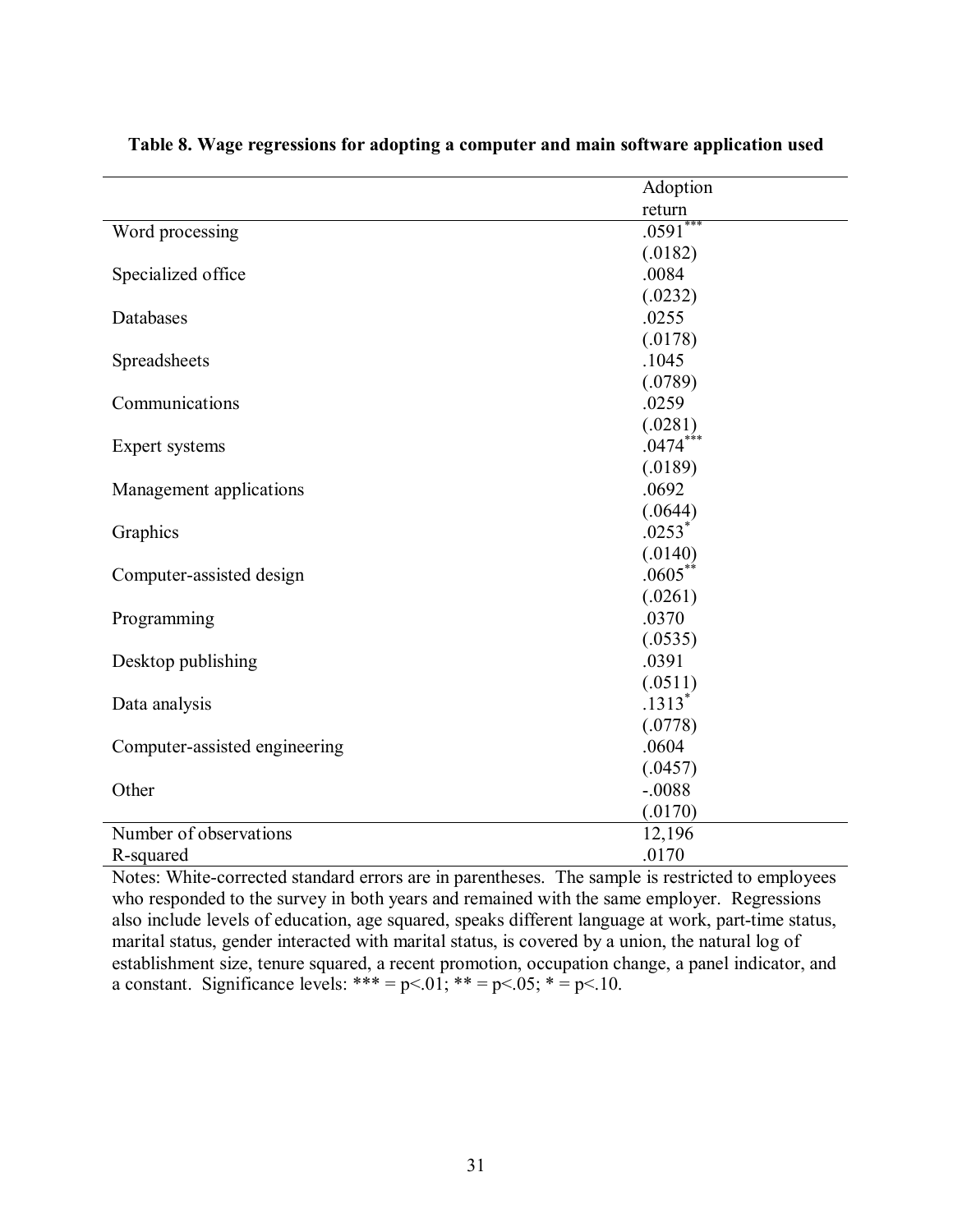**Table 8. Wage regressions for adopting a computer and main software application used**

| | Adoption return |
|---|---|
| Word processing | .0591*** |
| | (.0182) |
| Specialized office | .0084 |
| | (.0232) |
| Databases | .0255 |
| | (.0178) |
| Spreadsheets | .1045 |
| | (.0789) |
| Communications | .0259 |
| | (.0281) |
| Expert systems | .0474*** |
| | (.0189) |
| Management applications | .0692 |
| | (.0644) |
| Graphics | .0253* |
| | (.0140) |
| Computer-assisted design | .0605** |
| | (.0261) |
| Programming | .0370 |
| | (.0535) |
| Desktop publishing | .0391 |
| | (.0511) |
| Data analysis | .1313* |
| | (.0778) |
| Computer-assisted engineering | .0604 |
| | (.0457) |
| Other | -.0088 |
| | (.0170) |
| Number of observations | 12,196 |
| R-squared | .0170 |

Notes: White-corrected standard errors are in parentheses. The sample is restricted to employees who responded to the survey in both years and remained with the same employer. Regressions also include levels of education, age squared, speaks different language at work, part-time status, marital status, gender interacted with marital status, is covered by a union, the natural log of establishment size, tenure squared, a recent promotion, occupation change, a panel indicator, and a constant. Significance levels: *** = p<.01; ** = p<.05; * = p<.10.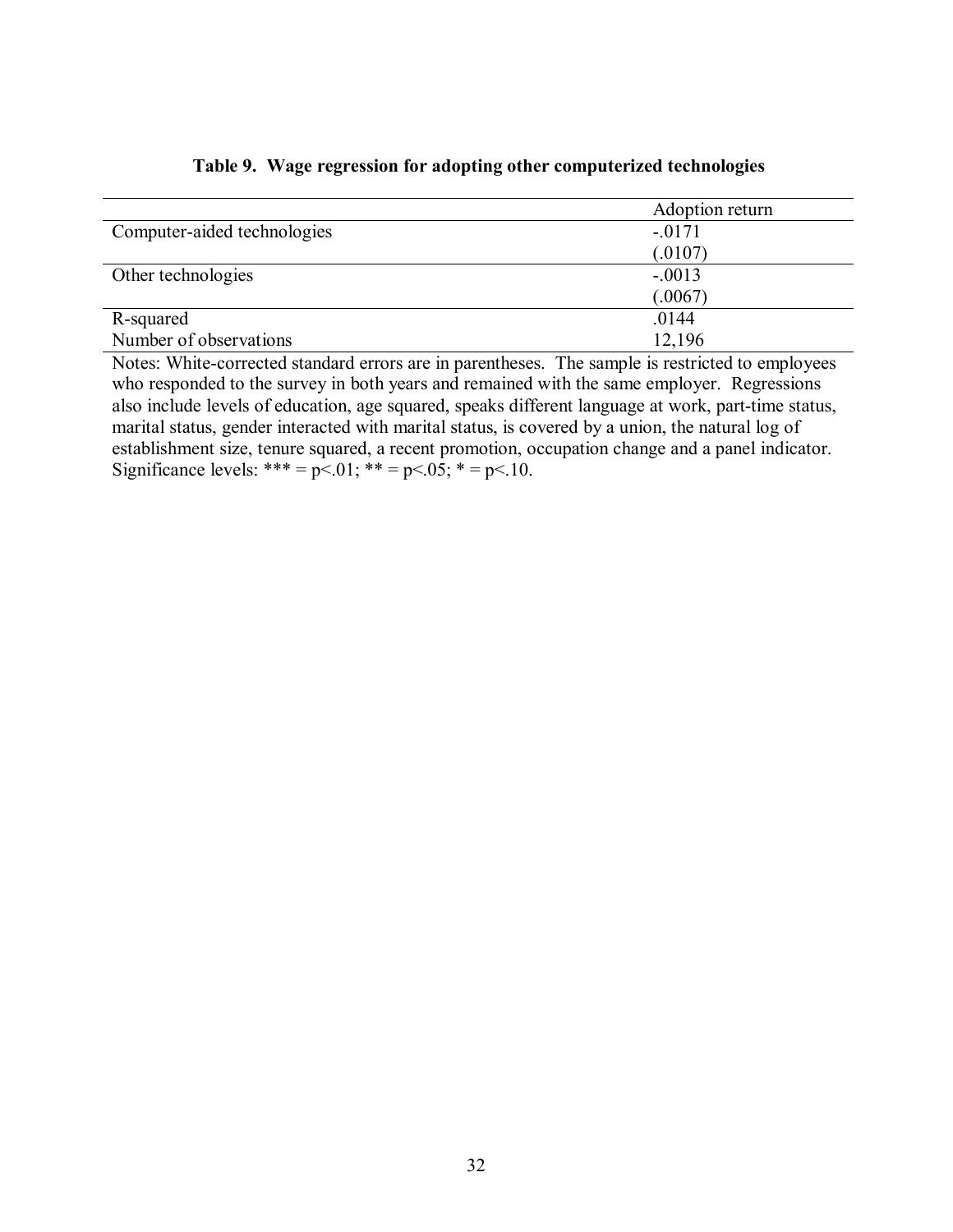**Table 9. Wage regression for adopting other computerized technologies**

| | Adoption return |
|---|---|
| Computer-aided technologies | -.0171 |
| | (.0107) |
| Other technologies | -.0013 |
| | (.0067) |
| R-squared | .0144 |
| Number of observations | 12,196 |

Notes: White-corrected standard errors are in parentheses. The sample is restricted to employees who responded to the survey in both years and remained with the same employer. Regressions also include levels of education, age squared, speaks different language at work, part-time status, marital status, gender interacted with marital status, is covered by a union, the natural log of establishment size, tenure squared, a recent promotion, occupation change and a panel indicator. Significance levels: *** = p<.01; ** = p<.05; * = p<.10.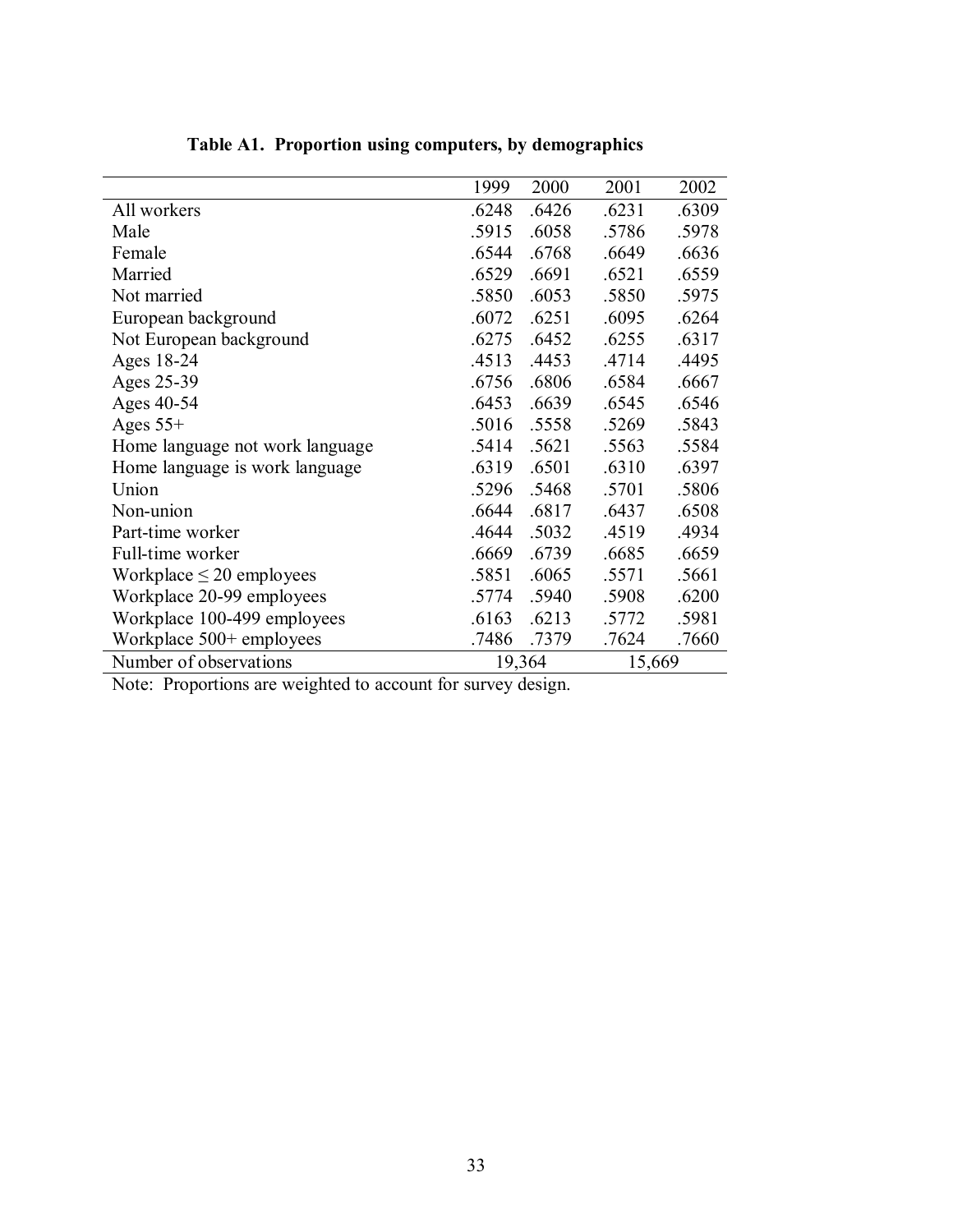**Table A1. Proportion using computers, by demographics**

| | 1999 | 2000 | 2001 | 2002 |
|---|---|---|---|---|
| All workers | .6248 | .6426 | .6231 | .6309 |
| Male | .5915 | .6058 | .5786 | .5978 |
| Female | .6544 | .6768 | .6649 | .6636 |
| Married | .6529 | .6691 | .6521 | .6559 |
| Not married | .5850 | .6053 | .5850 | .5975 |
| European background | .6072 | .6251 | .6095 | .6264 |
| Not European background | .6275 | .6452 | .6255 | .6317 |
| Ages 18-24 | .4513 | .4453 | .4714 | .4495 |
| Ages 25-39 | .6756 | .6806 | .6584 | .6667 |
| Ages 40-54 | .6453 | .6639 | .6545 | .6546 |
| Ages 55+ | .5016 | .5558 | .5269 | .5843 |
| Home language not work language | .5414 | .5621 | .5563 | .5584 |
| Home language is work language | .6319 | .6501 | .6310 | .6397 |
| Union | .5296 | .5468 | .5701 | .5806 |
| Non-union | .6644 | .6817 | .6437 | .6508 |
| Part-time worker | .4644 | .5032 | .4519 | .4934 |
| Full-time worker | .6669 | .6739 | .6685 | .6659 |
| Workplace ≤ 20 employees | .5851 | .6065 | .5571 | .5661 |
| Workplace 20-99 employees | .5774 | .5940 | .5908 | .6200 |
| Workplace 100-499 employees | .6163 | .6213 | .5772 | .5981 |
| Workplace 500+ employees | .7486 | .7379 | .7624 | .7660 |
| Number of observations | 19,364 | | 15,669 | |

Note: Proportions are weighted to account for survey design.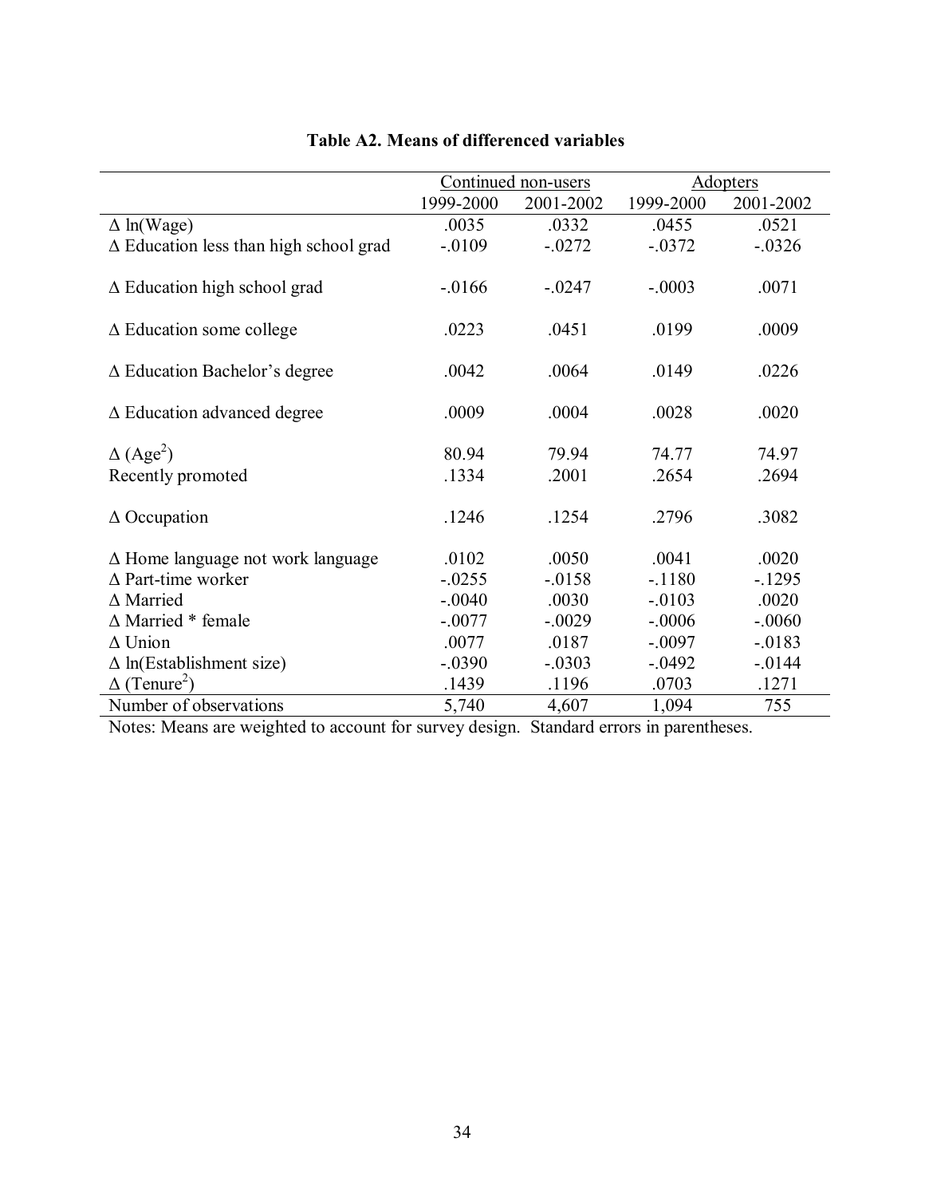**Table A2. Means of differenced variables**

| | Continued non-users | | Adopters | |
|---|---|---|---|---|
| | 1999-2000 | 2001-2002 | 1999-2000 | 2001-2002 |
| Δ ln(Wage) | .0035 | .0332 | .0455 | .0521 |
| Δ Education less than high school grad | -.0109 | -.0272 | -.0372 | -.0326 |
| Δ Education high school grad | -.0166 | -.0247 | -.0003 | .0071 |
| Δ Education some college | .0223 | .0451 | .0199 | .0009 |
| Δ Education Bachelor's degree | .0042 | .0064 | .0149 | .0226 |
| Δ Education advanced degree | .0009 | .0004 | .0028 | .0020 |
| Δ ($Age^2$) | 80.94 | 79.94 | 74.77 | 74.97 |
| Recently promoted | .1334 | .2001 | .2654 | .2694 |
| Δ Occupation | .1246 | .1254 | .2796 | .3082 |
| Δ Home language not work language | .0102 | .0050 | .0041 | .0020 |
| Δ Part-time worker | -.0255 | -.0158 | -.1180 | -.1295 |
| Δ Married | -.0040 | .0030 | -.0103 | .0020 |
| Δ Married * female | -.0077 | -.0029 | -.0006 | -.0060 |
| Δ Union | .0077 | .0187 | -.0097 | -.0183 |
| Δ ln(Establishment size) | -.0390 | -.0303 | -.0492 | -.0144 |
| Δ ($Tenure^2$) | .1439 | .1196 | .0703 | .1271 |
| Number of observations | 5,740 | 4,607 | 1,094 | 755 |

Notes: Means are weighted to account for survey design. Standard errors in parentheses.